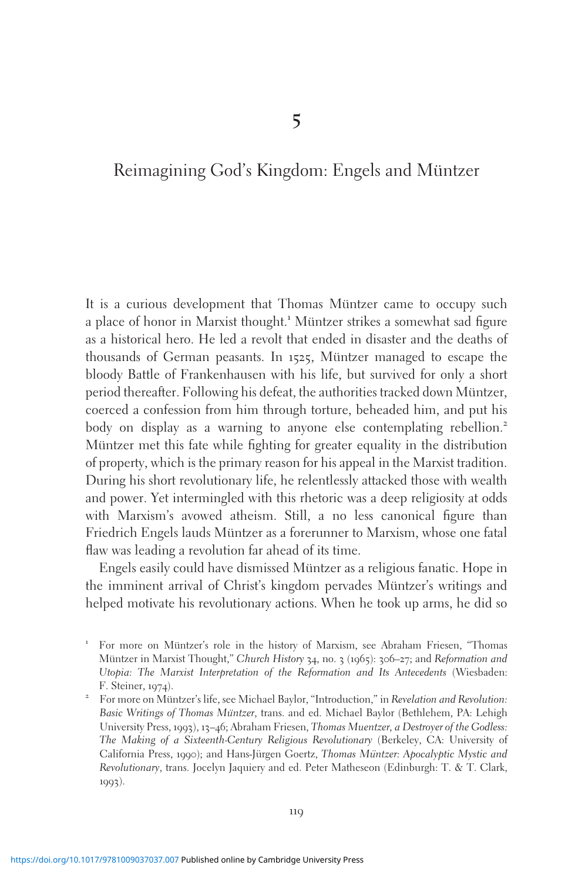# 5

# Reimagining God's Kingdom: Engels and Müntzer

It is a curious development that Thomas Müntzer came to occupy such a place of honor in Marxist thought.[1] Müntzer strikes a somewhat sad figure as a historical hero. He led a revolt that ended in disaster and the deaths of thousands of German peasants. In 1525, Müntzer managed to escape the bloody Battle of Frankenhausen with his life, but survived for only a short period thereafter. Following his defeat, the authorities tracked down Müntzer, coerced a confession from him through torture, beheaded him, and put his body on display as a warning to anyone else contemplating rebellion.[2] Müntzer met this fate while fighting for greater equality in the distribution of property, which is the primary reason for his appeal in the Marxist tradition. During his short revolutionary life, he relentlessly attacked those with wealth and power. Yet intermingled with this rhetoric was a deep religiosity at odds with Marxism's avowed atheism. Still, a no less canonical figure than Friedrich Engels lauds Müntzer as a forerunner to Marxism, whose one fatal flaw was leading a revolution far ahead of its time.

Engels easily could have dismissed Müntzer as a religious fanatic. Hope in the imminent arrival of Christ's kingdom pervades Müntzer's writings and helped motivate his revolutionary actions. When he took up arms, he did so

[1] For more on Müntzer's role in the history of Marxism, see Abraham Friesen, "Thomas Müntzer in Marxist Thought," *Church History* 34, no. 3 (1965): 306–27; and *Reformation and Utopia: The Marxist Interpretation of the Reformation and Its Antecedents* (Wiesbaden: F. Steiner, 1974).

[2] For more on Müntzer's life, see Michael Baylor, "Introduction," in *Revelation and Revolution: Basic Writings of Thomas Müntzer*, trans. and ed. Michael Baylor (Bethlehem, PA: Lehigh University Press, 1993), 13–46; Abraham Friesen, *Thomas Muentzer, a Destroyer of the Godless: The Making of a Sixteenth-Century Religious Revolutionary* (Berkeley, CA: University of California Press, 1990); and Hans-Jürgen Goertz, *Thomas Müntzer: Apocalyptic Mystic and Revolutionary*, trans. Jocelyn Jaquiery and ed. Peter Matheseon (Edinburgh: T. & T. Clark, 1993).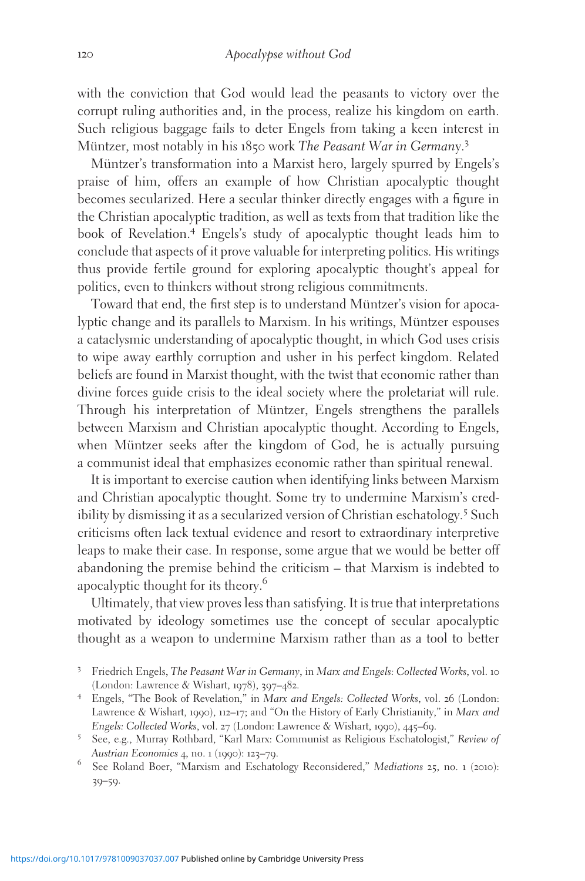with the conviction that God would lead the peasants to victory over the corrupt ruling authorities and, in the process, realize his kingdom on earth. Such religious baggage fails to deter Engels from taking a keen interest in Müntzer, most notably in his 1850 work *The Peasant War in Germany*.[3]

Müntzer's transformation into a Marxist hero, largely spurred by Engels's praise of him, offers an example of how Christian apocalyptic thought becomes secularized. Here a secular thinker directly engages with a figure in the Christian apocalyptic tradition, as well as texts from that tradition like the book of Revelation.[4] Engels's study of apocalyptic thought leads him to conclude that aspects of it prove valuable for interpreting politics. His writings thus provide fertile ground for exploring apocalyptic thought's appeal for politics, even to thinkers without strong religious commitments.

Toward that end, the first step is to understand Müntzer's vision for apocalyptic change and its parallels to Marxism. In his writings, Müntzer espouses a cataclysmic understanding of apocalyptic thought, in which God uses crisis to wipe away earthly corruption and usher in his perfect kingdom. Related beliefs are found in Marxist thought, with the twist that economic rather than divine forces guide crisis to the ideal society where the proletariat will rule. Through his interpretation of Müntzer, Engels strengthens the parallels between Marxism and Christian apocalyptic thought. According to Engels, when Müntzer seeks after the kingdom of God, he is actually pursuing a communist ideal that emphasizes economic rather than spiritual renewal.

It is important to exercise caution when identifying links between Marxism and Christian apocalyptic thought. Some try to undermine Marxism's credibility by dismissing it as a secularized version of Christian eschatology.[5] Such criticisms often lack textual evidence and resort to extraordinary interpretive leaps to make their case. In response, some argue that we would be better off abandoning the premise behind the criticism – that Marxism is indebted to apocalyptic thought for its theory.[6]

Ultimately, that view proves less than satisfying. It is true that interpretations motivated by ideology sometimes use the concept of secular apocalyptic thought as a weapon to undermine Marxism rather than as a tool to better

[3] Friedrich Engels, *The Peasant War in Germany*, in *Marx and Engels: Collected Works*, vol. 10 (London: Lawrence & Wishart, 1978), 397–482.

[4] Engels, "The Book of Revelation," in *Marx and Engels: Collected Works*, vol. 26 (London: Lawrence & Wishart, 1990), 112–17; and "On the History of Early Christianity," in *Marx and Engels: Collected Works*, vol. 27 (London: Lawrence & Wishart, 1990), 445–69.

[5] See, e.g., Murray Rothbard, "Karl Marx: Communist as Religious Eschatologist," *Review of Austrian Economics* 4, no. 1 (1990): 123–79.

[6] See Roland Boer, "Marxism and Eschatology Reconsidered," *Mediations* 25, no. 1 (2010): 39–59.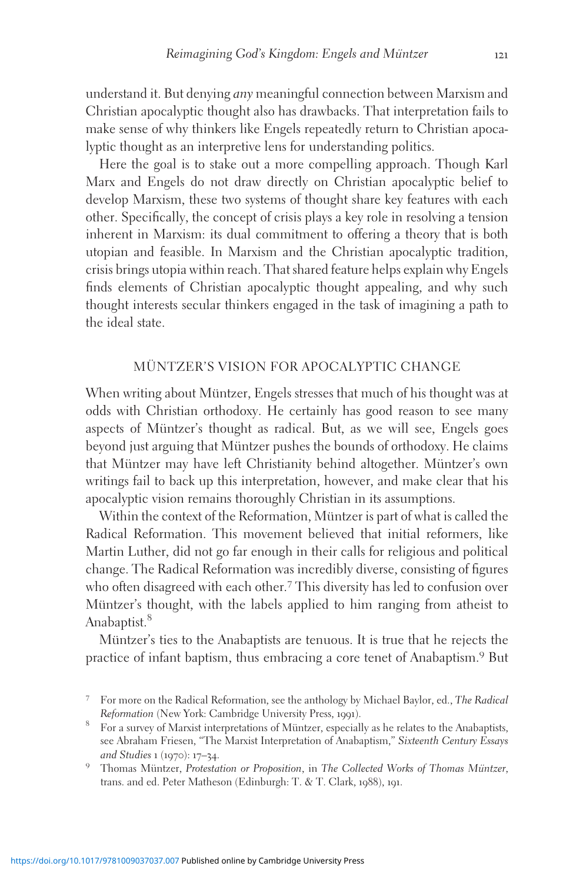understand it. But denying *any* meaningful connection between Marxism and Christian apocalyptic thought also has drawbacks. That interpretation fails to make sense of why thinkers like Engels repeatedly return to Christian apocalyptic thought as an interpretive lens for understanding politics.

Here the goal is to stake out a more compelling approach. Though Karl Marx and Engels do not draw directly on Christian apocalyptic belief to develop Marxism, these two systems of thought share key features with each other. Specifically, the concept of crisis plays a key role in resolving a tension inherent in Marxism: its dual commitment to offering a theory that is both utopian and feasible. In Marxism and the Christian apocalyptic tradition, crisis brings utopia within reach. That shared feature helps explain why Engels finds elements of Christian apocalyptic thought appealing, and why such thought interests secular thinkers engaged in the task of imagining a path to the ideal state.

## MÜNTZER'S VISION FOR APOCALYPTIC CHANGE

When writing about Müntzer, Engels stresses that much of his thought was at odds with Christian orthodoxy. He certainly has good reason to see many aspects of Müntzer's thought as radical. But, as we will see, Engels goes beyond just arguing that Müntzer pushes the bounds of orthodoxy. He claims that Müntzer may have left Christianity behind altogether. Müntzer's own writings fail to back up this interpretation, however, and make clear that his apocalyptic vision remains thoroughly Christian in its assumptions.

Within the context of the Reformation, Müntzer is part of what is called the Radical Reformation. This movement believed that initial reformers, like Martin Luther, did not go far enough in their calls for religious and political change. The Radical Reformation was incredibly diverse, consisting of figures who often disagreed with each other.[7] This diversity has led to confusion over Müntzer's thought, with the labels applied to him ranging from atheist to Anabaptist.[8]

Müntzer's ties to the Anabaptists are tenuous. It is true that he rejects the practice of infant baptism, thus embracing a core tenet of Anabaptism.[9] But

---

[7] For more on the Radical Reformation, see the anthology by Michael Baylor, ed., *The Radical Reformation* (New York: Cambridge University Press, 1991).

[8] For a survey of Marxist interpretations of Müntzer, especially as he relates to the Anabaptists, see Abraham Friesen, "The Marxist Interpretation of Anabaptism," *Sixteenth Century Essays and Studies* 1 (1970): 17–34.

[9] Thomas Müntzer, *Protestation or Proposition*, in *The Collected Works of Thomas Müntzer*, trans. and ed. Peter Matheson (Edinburgh: T. & T. Clark, 1988), 191.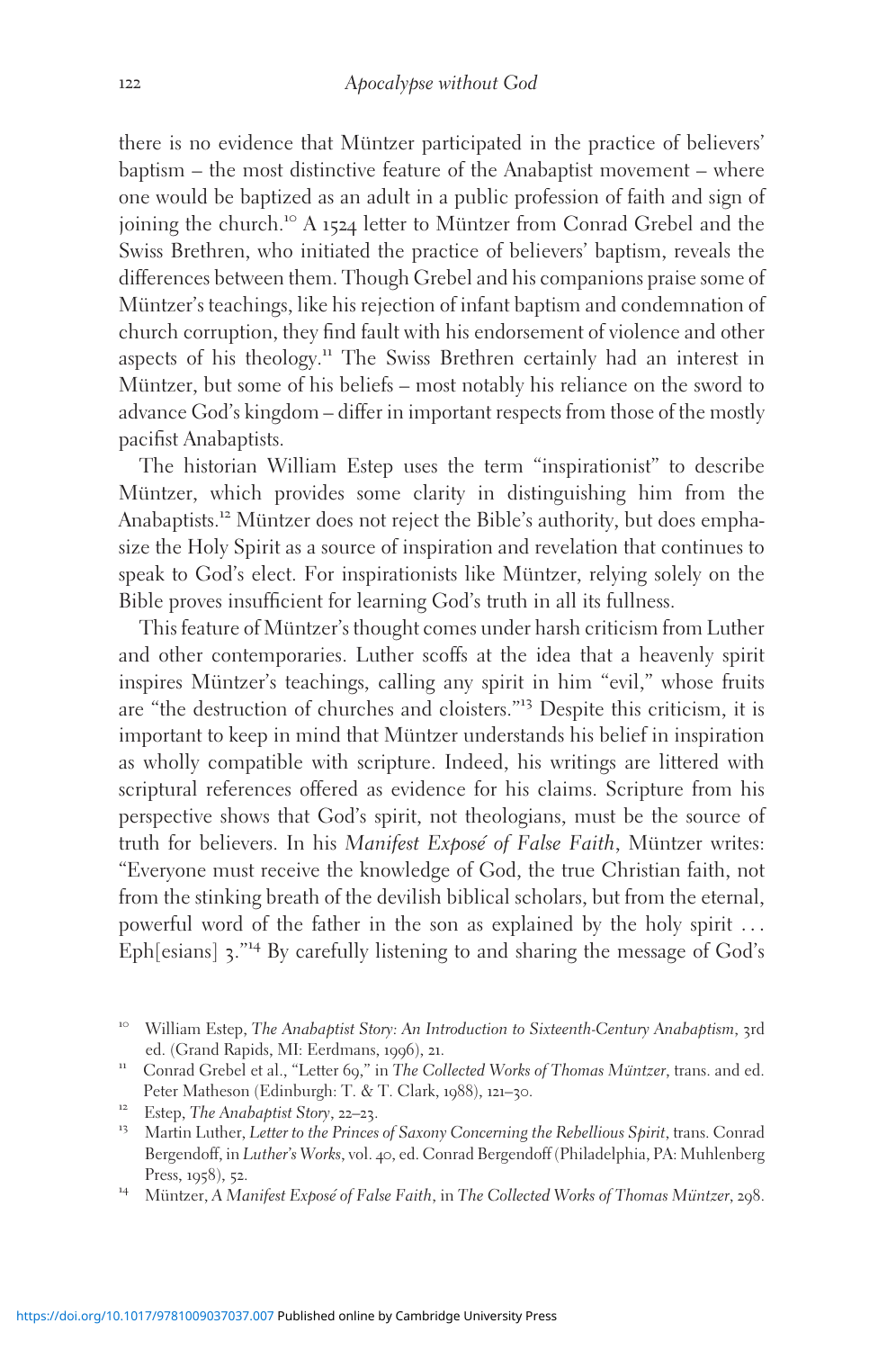there is no evidence that Müntzer participated in the practice of believers' baptism – the most distinctive feature of the Anabaptist movement – where one would be baptized as an adult in a public profession of faith and sign of joining the church.[10] A 1524 letter to Müntzer from Conrad Grebel and the Swiss Brethren, who initiated the practice of believers' baptism, reveals the differences between them. Though Grebel and his companions praise some of Müntzer's teachings, like his rejection of infant baptism and condemnation of church corruption, they find fault with his endorsement of violence and other aspects of his theology.[11] The Swiss Brethren certainly had an interest in Müntzer, but some of his beliefs – most notably his reliance on the sword to advance God's kingdom – differ in important respects from those of the mostly pacifist Anabaptists.

The historian William Estep uses the term "inspirationist" to describe Müntzer, which provides some clarity in distinguishing him from the Anabaptists.[12] Müntzer does not reject the Bible's authority, but does emphasize the Holy Spirit as a source of inspiration and revelation that continues to speak to God's elect. For inspirationists like Müntzer, relying solely on the Bible proves insufficient for learning God's truth in all its fullness.

This feature of Müntzer's thought comes under harsh criticism from Luther and other contemporaries. Luther scoffs at the idea that a heavenly spirit inspires Müntzer's teachings, calling any spirit in him "evil," whose fruits are "the destruction of churches and cloisters."[13] Despite this criticism, it is important to keep in mind that Müntzer understands his belief in inspiration as wholly compatible with scripture. Indeed, his writings are littered with scriptural references offered as evidence for his claims. Scripture from his perspective shows that God's spirit, not theologians, must be the source of truth for believers. In his *Manifest Exposé of False Faith*, Müntzer writes: "Everyone must receive the knowledge of God, the true Christian faith, not from the stinking breath of the devilish biblical scholars, but from the eternal, powerful word of the father in the son as explained by the holy spirit ... Eph[esians] 3."[14] By carefully listening to and sharing the message of God's

[10] William Estep, *The Anabaptist Story: An Introduction to Sixteenth-Century Anabaptism*, 3rd ed. (Grand Rapids, MI: Eerdmans, 1996), 21.

[11] Conrad Grebel et al., "Letter 69," in *The Collected Works of Thomas Müntzer*, trans. and ed. Peter Matheson (Edinburgh: T. & T. Clark, 1988), 121–30.

[12] Estep, *The Anabaptist Story*, 22–23.

[13] Martin Luther, *Letter to the Princes of Saxony Concerning the Rebellious Spirit*, trans. Conrad Bergendoff, in *Luther's Works*, vol. 40, ed. Conrad Bergendoff (Philadelphia, PA: Muhlenberg Press, 1958), 52.

[14] Müntzer, *A Manifest Exposé of False Faith*, in *The Collected Works of Thomas Müntzer*, 298.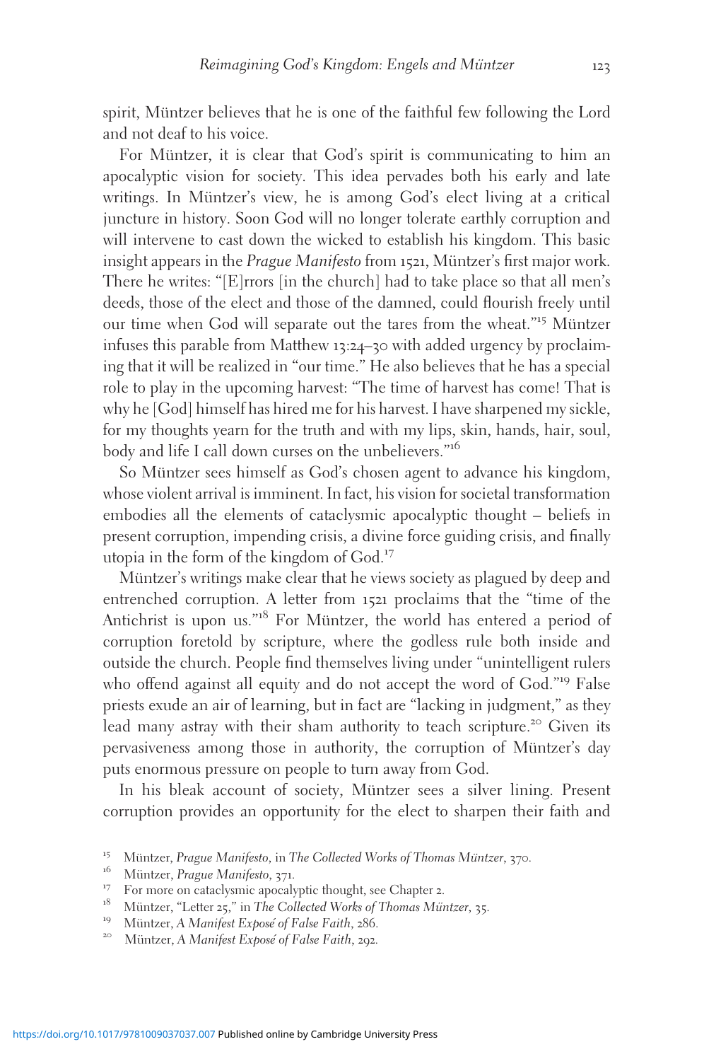spirit, Müntzer believes that he is one of the faithful few following the Lord and not deaf to his voice.

For Müntzer, it is clear that God's spirit is communicating to him an apocalyptic vision for society. This idea pervades both his early and late writings. In Müntzer's view, he is among God's elect living at a critical juncture in history. Soon God will no longer tolerate earthly corruption and will intervene to cast down the wicked to establish his kingdom. This basic insight appears in the *Prague Manifesto* from 1521, Müntzer's first major work. There he writes: "[E]rrors [in the church] had to take place so that all men's deeds, those of the elect and those of the damned, could flourish freely until our time when God will separate out the tares from the wheat."[15] Müntzer infuses this parable from Matthew 13:24–30 with added urgency by proclaiming that it will be realized in "our time." He also believes that he has a special role to play in the upcoming harvest: "The time of harvest has come! That is why he [God] himself has hired me for his harvest. I have sharpened my sickle, for my thoughts yearn for the truth and with my lips, skin, hands, hair, soul, body and life I call down curses on the unbelievers."[16]

So Müntzer sees himself as God's chosen agent to advance his kingdom, whose violent arrival is imminent. In fact, his vision for societal transformation embodies all the elements of cataclysmic apocalyptic thought – beliefs in present corruption, impending crisis, a divine force guiding crisis, and finally utopia in the form of the kingdom of God.[17]

Müntzer's writings make clear that he views society as plagued by deep and entrenched corruption. A letter from 1521 proclaims that the "time of the Antichrist is upon us."[18] For Müntzer, the world has entered a period of corruption foretold by scripture, where the godless rule both inside and outside the church. People find themselves living under "unintelligent rulers who offend against all equity and do not accept the word of God."[19] False priests exude an air of learning, but in fact are "lacking in judgment," as they lead many astray with their sham authority to teach scripture.[20] Given its pervasiveness among those in authority, the corruption of Müntzer's day puts enormous pressure on people to turn away from God.

In his bleak account of society, Müntzer sees a silver lining. Present corruption provides an opportunity for the elect to sharpen their faith and

[15] Müntzer, *Prague Manifesto*, in *The Collected Works of Thomas Müntzer*, 370.

[16] Müntzer, *Prague Manifesto*, 371.

[17] For more on cataclysmic apocalyptic thought, see Chapter 2.

[18] Müntzer, "Letter 25," in *The Collected Works of Thomas Müntzer*, 35.

[19] Müntzer, *A Manifest Exposé of False Faith*, 286.

[20] Müntzer, *A Manifest Exposé of False Faith*, 292.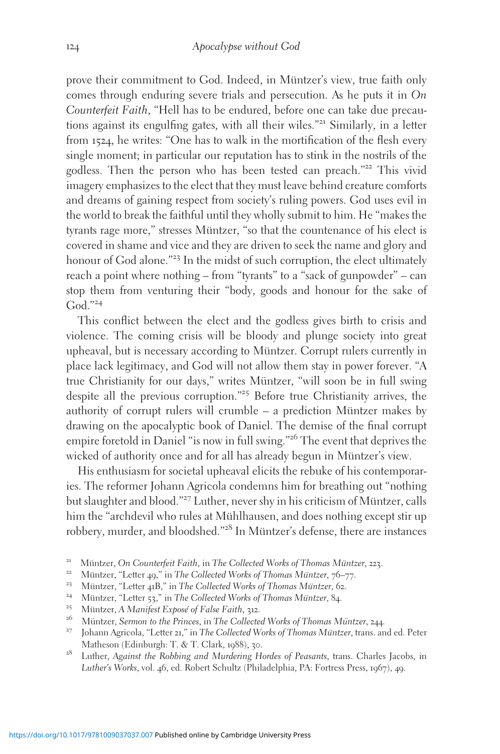prove their commitment to God. Indeed, in Müntzer's view, true faith only comes through enduring severe trials and persecution. As he puts it in *On Counterfeit Faith*, "Hell has to be endured, before one can take due precautions against its engulfing gates, with all their wiles."[21] Similarly, in a letter from 1524, he writes: "One has to walk in the mortification of the flesh every single moment; in particular our reputation has to stink in the nostrils of the godless. Then the person who has been tested can preach."[22] This vivid imagery emphasizes to the elect that they must leave behind creature comforts and dreams of gaining respect from society's ruling powers. God uses evil in the world to break the faithful until they wholly submit to him. He "makes the tyrants rage more," stresses Müntzer, "so that the countenance of his elect is covered in shame and vice and they are driven to seek the name and glory and honour of God alone."[23] In the midst of such corruption, the elect ultimately reach a point where nothing – from "tyrants" to a "sack of gunpowder" – can stop them from venturing their "body, goods and honour for the sake of God."[24]

This conflict between the elect and the godless gives birth to crisis and violence. The coming crisis will be bloody and plunge society into great upheaval, but is necessary according to Müntzer. Corrupt rulers currently in place lack legitimacy, and God will not allow them stay in power forever. "A true Christianity for our days," writes Müntzer, "will soon be in full swing despite all the previous corruption."[25] Before true Christianity arrives, the authority of corrupt rulers will crumble – a prediction Müntzer makes by drawing on the apocalyptic book of Daniel. The demise of the final corrupt empire foretold in Daniel "is now in full swing."[26] The event that deprives the wicked of authority once and for all has already begun in Müntzer's view.

His enthusiasm for societal upheaval elicits the rebuke of his contemporaries. The reformer Johann Agricola condemns him for breathing out "nothing but slaughter and blood."[27] Luther, never shy in his criticism of Müntzer, calls him the "archdevil who rules at Mühlhausen, and does nothing except stir up robbery, murder, and bloodshed."[28] In Müntzer's defense, there are instances

---

[21] Müntzer, *On Counterfeit Faith*, in *The Collected Works of Thomas Müntzer*, 223.

[22] Müntzer, "Letter 49," in *The Collected Works of Thomas Müntzer*, 76–77.

[23] Müntzer, "Letter 41B," in *The Collected Works of Thomas Müntzer*, 62.

[24] Müntzer, "Letter 53," in *The Collected Works of Thomas Müntzer*, 84.

[25] Müntzer, *A Manifest Exposé of False Faith*, 312.

[26] Müntzer, *Sermon to the Princes*, in *The Collected Works of Thomas Müntzer*, 244.

[27] Johann Agricola, "Letter 21," in *The Collected Works of Thomas Müntzer*, trans. and ed. Peter Matheson (Edinburgh: T. & T. Clark, 1988), 30.

[28] Luther, *Against the Robbing and Murdering Hordes of Peasants*, trans. Charles Jacobs, in *Luther's Works*, vol. 46, ed. Robert Schultz (Philadelphia, PA: Fortress Press, 1967), 49.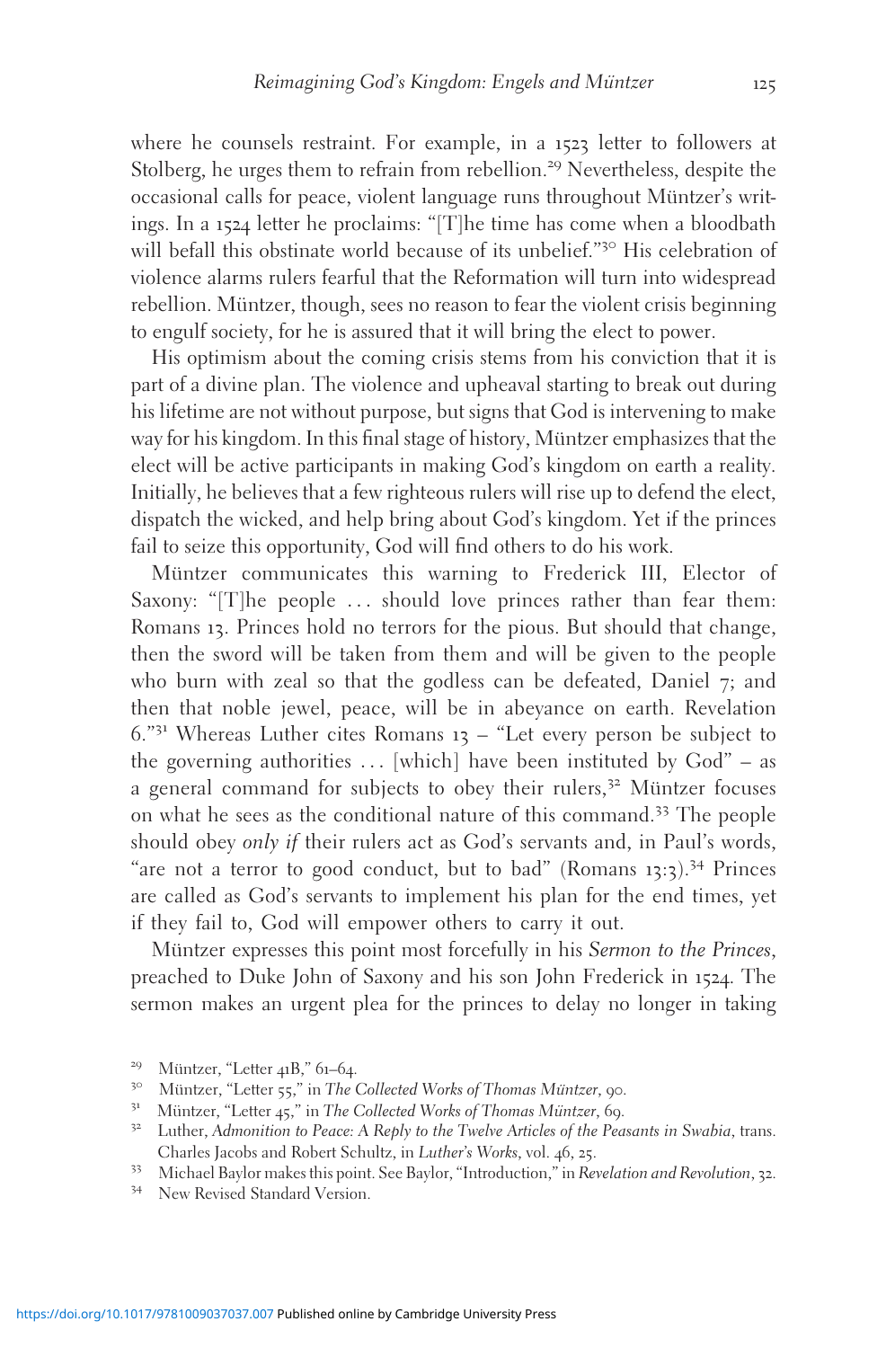where he counsels restraint. For example, in a 1523 letter to followers at Stolberg, he urges them to refrain from rebellion.[29] Nevertheless, despite the occasional calls for peace, violent language runs throughout Müntzer's writings. In a 1524 letter he proclaims: "[T]he time has come when a bloodbath will befall this obstinate world because of its unbelief."[30] His celebration of violence alarms rulers fearful that the Reformation will turn into widespread rebellion. Müntzer, though, sees no reason to fear the violent crisis beginning to engulf society, for he is assured that it will bring the elect to power.

His optimism about the coming crisis stems from his conviction that it is part of a divine plan. The violence and upheaval starting to break out during his lifetime are not without purpose, but signs that God is intervening to make way for his kingdom. In this final stage of history, Müntzer emphasizes that the elect will be active participants in making God's kingdom on earth a reality. Initially, he believes that a few righteous rulers will rise up to defend the elect, dispatch the wicked, and help bring about God's kingdom. Yet if the princes fail to seize this opportunity, God will find others to do his work.

Müntzer communicates this warning to Frederick III, Elector of Saxony: "[T]he people … should love princes rather than fear them: Romans 13. Princes hold no terrors for the pious. But should that change, then the sword will be taken from them and will be given to the people who burn with zeal so that the godless can be defeated, Daniel 7; and then that noble jewel, peace, will be in abeyance on earth. Revelation 6."[31] Whereas Luther cites Romans 13 – "Let every person be subject to the governing authorities … [which] have been instituted by God" – as a general command for subjects to obey their rulers,[32] Müntzer focuses on what he sees as the conditional nature of this command.[33] The people should obey *only if* their rulers act as God's servants and, in Paul's words, "are not a terror to good conduct, but to bad" (Romans 13:3).[34] Princes are called as God's servants to implement his plan for the end times, yet if they fail to, God will empower others to carry it out.

Müntzer expresses this point most forcefully in his *Sermon to the Princes*, preached to Duke John of Saxony and his son John Frederick in 1524. The sermon makes an urgent plea for the princes to delay no longer in taking

---

[29] Müntzer, "Letter 41B," 61–64.

[30] Müntzer, "Letter 55," in *The Collected Works of Thomas Müntzer*, 90.

[31] Müntzer, "Letter 45," in *The Collected Works of Thomas Müntzer*, 69.

[32] Luther, *Admonition to Peace: A Reply to the Twelve Articles of the Peasants in Swabia*, trans. Charles Jacobs and Robert Schultz, in *Luther's Works*, vol. 46, 25.

[33] Michael Baylor makes this point. See Baylor, "Introduction," in *Revelation and Revolution*, 32.

[34] New Revised Standard Version.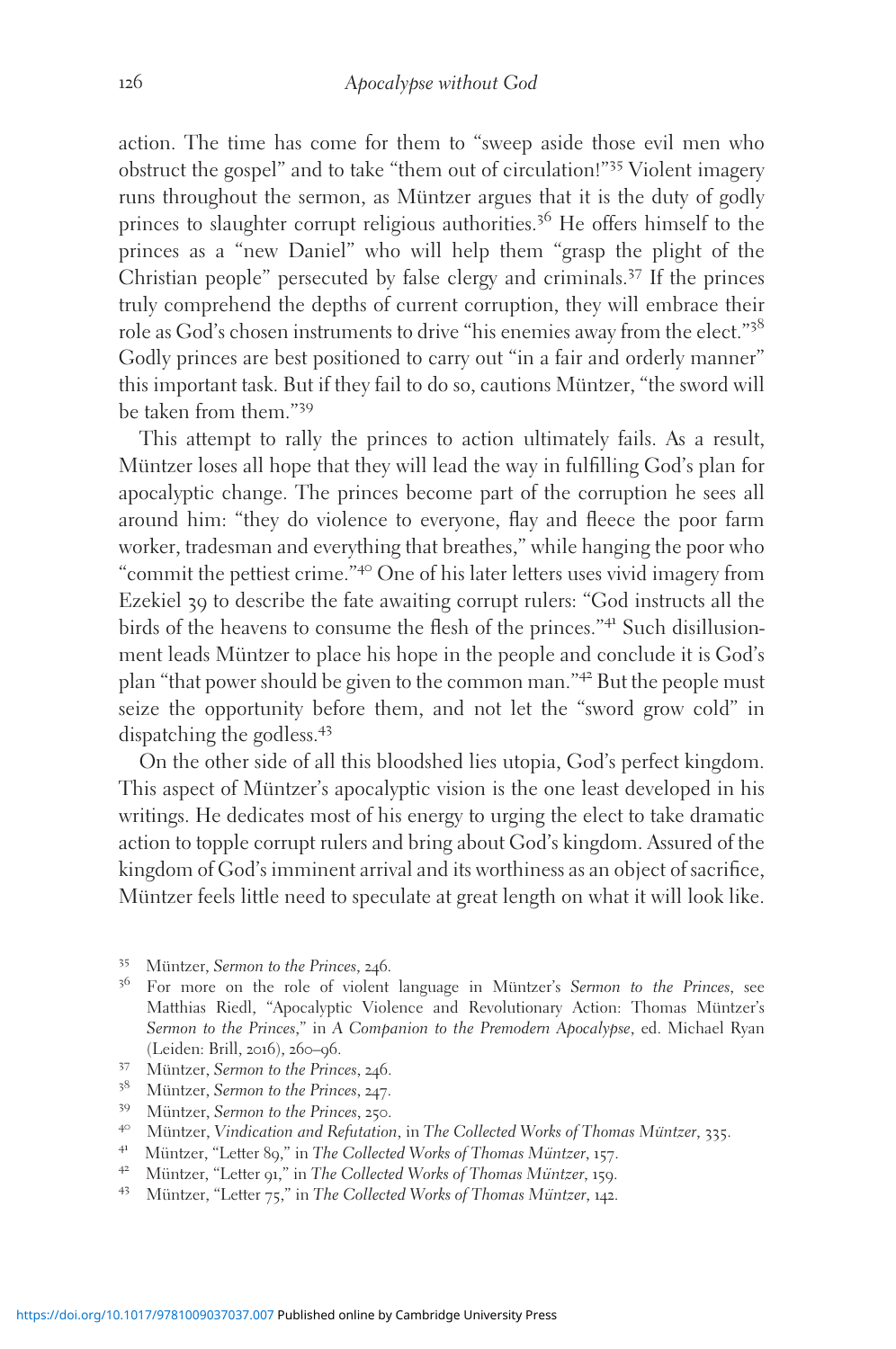action. The time has come for them to "sweep aside those evil men who obstruct the gospel" and to take "them out of circulation!"[35] Violent imagery runs throughout the sermon, as Müntzer argues that it is the duty of godly princes to slaughter corrupt religious authorities.[36] He offers himself to the princes as a "new Daniel" who will help them "grasp the plight of the Christian people" persecuted by false clergy and criminals.[37] If the princes truly comprehend the depths of current corruption, they will embrace their role as God's chosen instruments to drive "his enemies away from the elect."[38] Godly princes are best positioned to carry out "in a fair and orderly manner" this important task. But if they fail to do so, cautions Müntzer, "the sword will be taken from them."[39]

This attempt to rally the princes to action ultimately fails. As a result, Müntzer loses all hope that they will lead the way in fulfilling God's plan for apocalyptic change. The princes become part of the corruption he sees all around him: "they do violence to everyone, flay and fleece the poor farm worker, tradesman and everything that breathes," while hanging the poor who "commit the pettiest crime."[40] One of his later letters uses vivid imagery from Ezekiel 39 to describe the fate awaiting corrupt rulers: "God instructs all the birds of the heavens to consume the flesh of the princes."[41] Such disillusionment leads Müntzer to place his hope in the people and conclude it is God's plan "that power should be given to the common man."[42] But the people must seize the opportunity before them, and not let the "sword grow cold" in dispatching the godless.[43]

On the other side of all this bloodshed lies utopia, God's perfect kingdom. This aspect of Müntzer's apocalyptic vision is the one least developed in his writings. He dedicates most of his energy to urging the elect to take dramatic action to topple corrupt rulers and bring about God's kingdom. Assured of the kingdom of God's imminent arrival and its worthiness as an object of sacrifice, Müntzer feels little need to speculate at great length on what it will look like.

---

[35] Müntzer, *Sermon to the Princes*, 246.

[36] For more on the role of violent language in Müntzer's *Sermon to the Princes*, see Matthias Riedl, "Apocalyptic Violence and Revolutionary Action: Thomas Müntzer's *Sermon to the Princes*," in *A Companion to the Premodern Apocalypse*, ed. Michael Ryan (Leiden: Brill, 2016), 260–96.

[37] Müntzer, *Sermon to the Princes*, 246.

[38] Müntzer, *Sermon to the Princes*, 247.

[39] Müntzer, *Sermon to the Princes*, 250.

[40] Müntzer, *Vindication and Refutation*, in *The Collected Works of Thomas Müntzer*, 335.

[41] Müntzer, "Letter 89," in *The Collected Works of Thomas Müntzer*, 157.

[42] Müntzer, "Letter 91," in *The Collected Works of Thomas Müntzer*, 159.

[43] Müntzer, "Letter 75," in *The Collected Works of Thomas Müntzer*, 142.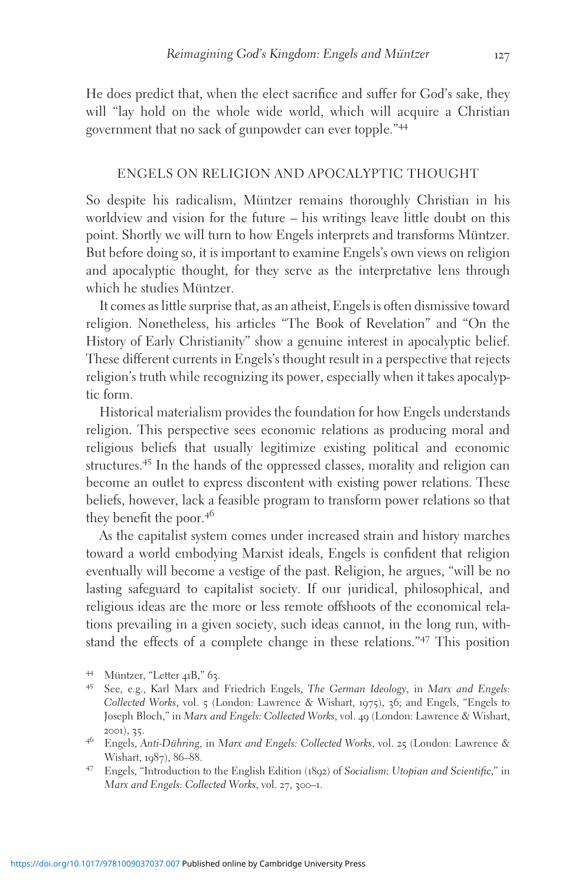He does predict that, when the elect sacrifice and suffer for God's sake, they will "lay hold on the whole wide world, which will acquire a Christian government that no sack of gunpowder can ever topple."[44]

## ENGELS ON RELIGION AND APOCALYPTIC THOUGHT

So despite his radicalism, Müntzer remains thoroughly Christian in his worldview and vision for the future – his writings leave little doubt on this point. Shortly we will turn to how Engels interprets and transforms Müntzer. But before doing so, it is important to examine Engels's own views on religion and apocalyptic thought, for they serve as the interpretative lens through which he studies Müntzer.

It comes as little surprise that, as an atheist, Engels is often dismissive toward religion. Nonetheless, his articles "The Book of Revelation" and "On the History of Early Christianity" show a genuine interest in apocalyptic belief. These different currents in Engels's thought result in a perspective that rejects religion's truth while recognizing its power, especially when it takes apocalyptic form.

Historical materialism provides the foundation for how Engels understands religion. This perspective sees economic relations as producing moral and religious beliefs that usually legitimize existing political and economic structures.[45] In the hands of the oppressed classes, morality and religion can become an outlet to express discontent with existing power relations. These beliefs, however, lack a feasible program to transform power relations so that they benefit the poor.[46]

As the capitalist system comes under increased strain and history marches toward a world embodying Marxist ideals, Engels is confident that religion eventually will become a vestige of the past. Religion, he argues, "will be no lasting safeguard to capitalist society. If our juridical, philosophical, and religious ideas are the more or less remote offshoots of the economical relations prevailing in a given society, such ideas cannot, in the long run, withstand the effects of a complete change in these relations."[47] This position

[44] Müntzer, "Letter 41B," 63.

[45] See, e.g., Karl Marx and Friedrich Engels, *The German Ideology*, in *Marx and Engels: Collected Works*, vol. 5 (London: Lawrence & Wishart, 1975), 36; and Engels, "Engels to Joseph Bloch," in *Marx and Engels: Collected Works*, vol. 49 (London: Lawrence & Wishart, 2001), 35.

[46] Engels, *Anti-Dühring*, in *Marx and Engels: Collected Works*, vol. 25 (London: Lawrence & Wishart, 1987), 86–88.

[47] Engels, "Introduction to the English Edition (1892) of *Socialism: Utopian and Scientific*," in *Marx and Engels: Collected Works*, vol. 27, 300–1.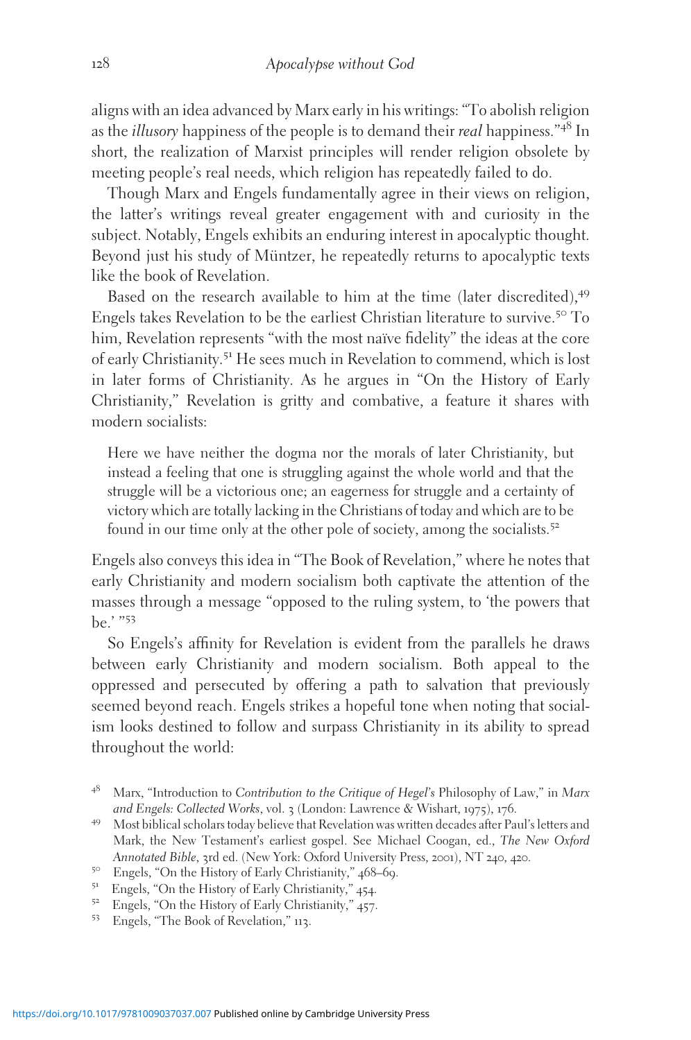aligns with an idea advanced by Marx early in his writings: "To abolish religion as the *illusory* happiness of the people is to demand their *real* happiness."[48] In short, the realization of Marxist principles will render religion obsolete by meeting people's real needs, which religion has repeatedly failed to do.

Though Marx and Engels fundamentally agree in their views on religion, the latter's writings reveal greater engagement with and curiosity in the subject. Notably, Engels exhibits an enduring interest in apocalyptic thought. Beyond just his study of Müntzer, he repeatedly returns to apocalyptic texts like the book of Revelation.

Based on the research available to him at the time (later discredited),[49] Engels takes Revelation to be the earliest Christian literature to survive.[50] To him, Revelation represents "with the most naïve fidelity" the ideas at the core of early Christianity.[51] He sees much in Revelation to commend, which is lost in later forms of Christianity. As he argues in "On the History of Early Christianity," Revelation is gritty and combative, a feature it shares with modern socialists:

> Here we have neither the dogma nor the morals of later Christianity, but instead a feeling that one is struggling against the whole world and that the struggle will be a victorious one; an eagerness for struggle and a certainty of victory which are totally lacking in the Christians of today and which are to be found in our time only at the other pole of society, among the socialists.[52]

Engels also conveys this idea in "The Book of Revelation," where he notes that early Christianity and modern socialism both captivate the attention of the masses through a message "opposed to the ruling system, to 'the powers that be.'"[53]

So Engels's affinity for Revelation is evident from the parallels he draws between early Christianity and modern socialism. Both appeal to the oppressed and persecuted by offering a path to salvation that previously seemed beyond reach. Engels strikes a hopeful tone when noting that socialism looks destined to follow and surpass Christianity in its ability to spread throughout the world:

[48] Marx, "Introduction to *Contribution to the Critique of Hegel's* Philosophy of Law," in *Marx and Engels: Collected Works*, vol. 3 (London: Lawrence & Wishart, 1975), 176.

[49] Most biblical scholars today believe that Revelation was written decades after Paul's letters and Mark, the New Testament's earliest gospel. See Michael Coogan, ed., *The New Oxford Annotated Bible*, 3rd ed. (New York: Oxford University Press, 2001), NT 240, 420.

[50] Engels, "On the History of Early Christianity," 468–69.

[51] Engels, "On the History of Early Christianity," 454.

[52] Engels, "On the History of Early Christianity," 457.

[53] Engels, "The Book of Revelation," 113.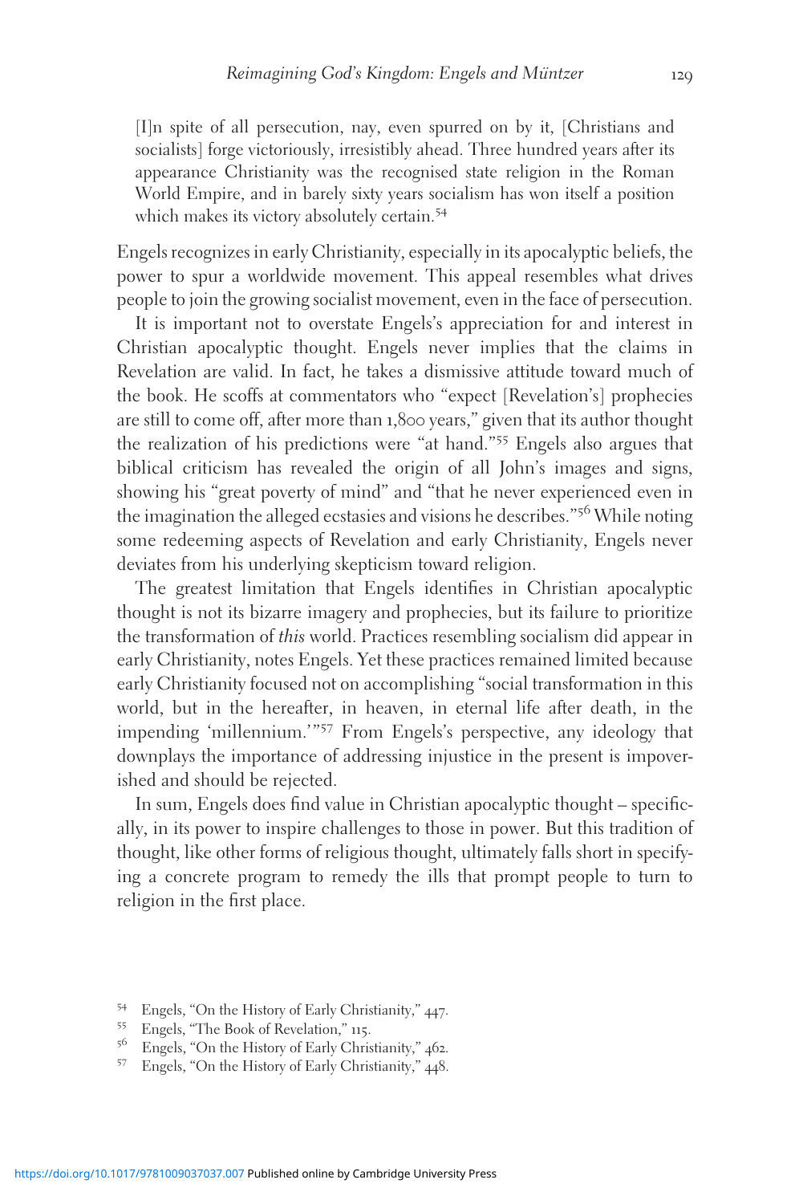> [I]n spite of all persecution, nay, even spurred on by it, [Christians and socialists] forge victoriously, irresistibly ahead. Three hundred years after its appearance Christianity was the recognised state religion in the Roman World Empire, and in barely sixty years socialism has won itself a position which makes its victory absolutely certain.[54]

Engels recognizes in early Christianity, especially in its apocalyptic beliefs, the power to spur a worldwide movement. This appeal resembles what drives people to join the growing socialist movement, even in the face of persecution.

It is important not to overstate Engels's appreciation for and interest in Christian apocalyptic thought. Engels never implies that the claims in Revelation are valid. In fact, he takes a dismissive attitude toward much of the book. He scoffs at commentators who "expect [Revelation's] prophecies are still to come off, after more than 1,800 years," given that its author thought the realization of his predictions were "at hand."[55] Engels also argues that biblical criticism has revealed the origin of all John's images and signs, showing his "great poverty of mind" and "that he never experienced even in the imagination the alleged ecstasies and visions he describes."[56] While noting some redeeming aspects of Revelation and early Christianity, Engels never deviates from his underlying skepticism toward religion.

The greatest limitation that Engels identifies in Christian apocalyptic thought is not its bizarre imagery and prophecies, but its failure to prioritize the transformation of *this* world. Practices resembling socialism did appear in early Christianity, notes Engels. Yet these practices remained limited because early Christianity focused not on accomplishing "social transformation in this world, but in the hereafter, in heaven, in eternal life after death, in the impending 'millennium.'"[57] From Engels's perspective, any ideology that downplays the importance of addressing injustice in the present is impoverished and should be rejected.

In sum, Engels does find value in Christian apocalyptic thought – specifically, in its power to inspire challenges to those in power. But this tradition of thought, like other forms of religious thought, ultimately falls short in specifying a concrete program to remedy the ills that prompt people to turn to religion in the first place.

[54] Engels, "On the History of Early Christianity," 447.

[55] Engels, "The Book of Revelation," 115.

[56] Engels, "On the History of Early Christianity," 462.

[57] Engels, "On the History of Early Christianity," 448.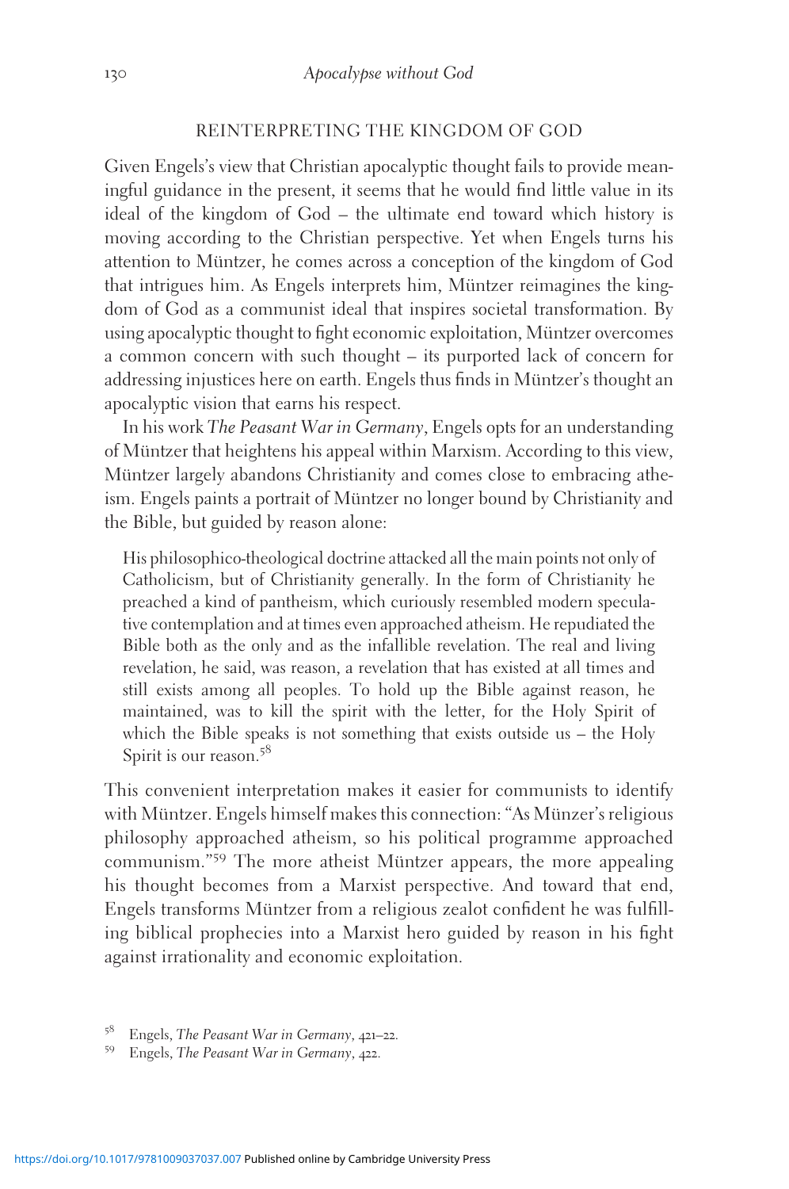## REINTERPRETING THE KINGDOM OF GOD

Given Engels's view that Christian apocalyptic thought fails to provide meaningful guidance in the present, it seems that he would find little value in its ideal of the kingdom of God – the ultimate end toward which history is moving according to the Christian perspective. Yet when Engels turns his attention to Müntzer, he comes across a conception of the kingdom of God that intrigues him. As Engels interprets him, Müntzer reimagines the kingdom of God as a communist ideal that inspires societal transformation. By using apocalyptic thought to fight economic exploitation, Müntzer overcomes a common concern with such thought – its purported lack of concern for addressing injustices here on earth. Engels thus finds in Müntzer's thought an apocalyptic vision that earns his respect.

In his work *The Peasant War in Germany*, Engels opts for an understanding of Müntzer that heightens his appeal within Marxism. According to this view, Müntzer largely abandons Christianity and comes close to embracing atheism. Engels paints a portrait of Müntzer no longer bound by Christianity and the Bible, but guided by reason alone:

> His philosophico-theological doctrine attacked all the main points not only of Catholicism, but of Christianity generally. In the form of Christianity he preached a kind of pantheism, which curiously resembled modern speculative contemplation and at times even approached atheism. He repudiated the Bible both as the only and as the infallible revelation. The real and living revelation, he said, was reason, a revelation that has existed at all times and still exists among all peoples. To hold up the Bible against reason, he maintained, was to kill the spirit with the letter, for the Holy Spirit of which the Bible speaks is not something that exists outside us – the Holy Spirit is our reason.[58]

This convenient interpretation makes it easier for communists to identify with Müntzer. Engels himself makes this connection: "As Münzer's religious philosophy approached atheism, so his political programme approached communism."[59] The more atheist Müntzer appears, the more appealing his thought becomes from a Marxist perspective. And toward that end, Engels transforms Müntzer from a religious zealot confident he was fulfilling biblical prophecies into a Marxist hero guided by reason in his fight against irrationality and economic exploitation.

[58] Engels, *The Peasant War in Germany*, 421–22.

[59] Engels, *The Peasant War in Germany*, 422.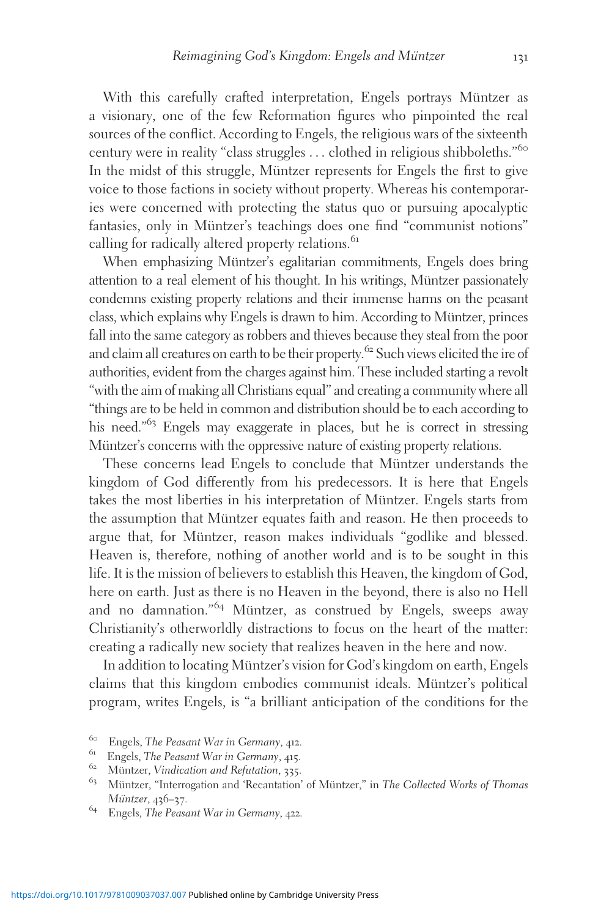With this carefully crafted interpretation, Engels portrays Müntzer as a visionary, one of the few Reformation figures who pinpointed the real sources of the conflict. According to Engels, the religious wars of the sixteenth century were in reality "class struggles . . . clothed in religious shibboleths."[60] In the midst of this struggle, Müntzer represents for Engels the first to give voice to those factions in society without property. Whereas his contemporaries were concerned with protecting the status quo or pursuing apocalyptic fantasies, only in Müntzer's teachings does one find "communist notions" calling for radically altered property relations.[61]

When emphasizing Müntzer's egalitarian commitments, Engels does bring attention to a real element of his thought. In his writings, Müntzer passionately condemns existing property relations and their immense harms on the peasant class, which explains why Engels is drawn to him. According to Müntzer, princes fall into the same category as robbers and thieves because they steal from the poor and claim all creatures on earth to be their property.[62] Such views elicited the ire of authorities, evident from the charges against him. These included starting a revolt "with the aim of making all Christians equal" and creating a community where all "things are to be held in common and distribution should be to each according to his need."[63] Engels may exaggerate in places, but he is correct in stressing Müntzer's concerns with the oppressive nature of existing property relations.

These concerns lead Engels to conclude that Müntzer understands the kingdom of God differently from his predecessors. It is here that Engels takes the most liberties in his interpretation of Müntzer. Engels starts from the assumption that Müntzer equates faith and reason. He then proceeds to argue that, for Müntzer, reason makes individuals "godlike and blessed. Heaven is, therefore, nothing of another world and is to be sought in this life. It is the mission of believers to establish this Heaven, the kingdom of God, here on earth. Just as there is no Heaven in the beyond, there is also no Hell and no damnation."[64] Müntzer, as construed by Engels, sweeps away Christianity's otherworldly distractions to focus on the heart of the matter: creating a radically new society that realizes heaven in the here and now.

In addition to locating Müntzer's vision for God's kingdom on earth, Engels claims that this kingdom embodies communist ideals. Müntzer's political program, writes Engels, is "a brilliant anticipation of the conditions for the

[60] Engels, *The Peasant War in Germany*, 412.

[61] Engels, *The Peasant War in Germany*, 415.

[62] Müntzer, *Vindication and Refutation*, 335.

[63] Müntzer, "Interrogation and 'Recantation' of Müntzer," in *The Collected Works of Thomas Müntzer*, 436–37.

[64] Engels, *The Peasant War in Germany*, 422.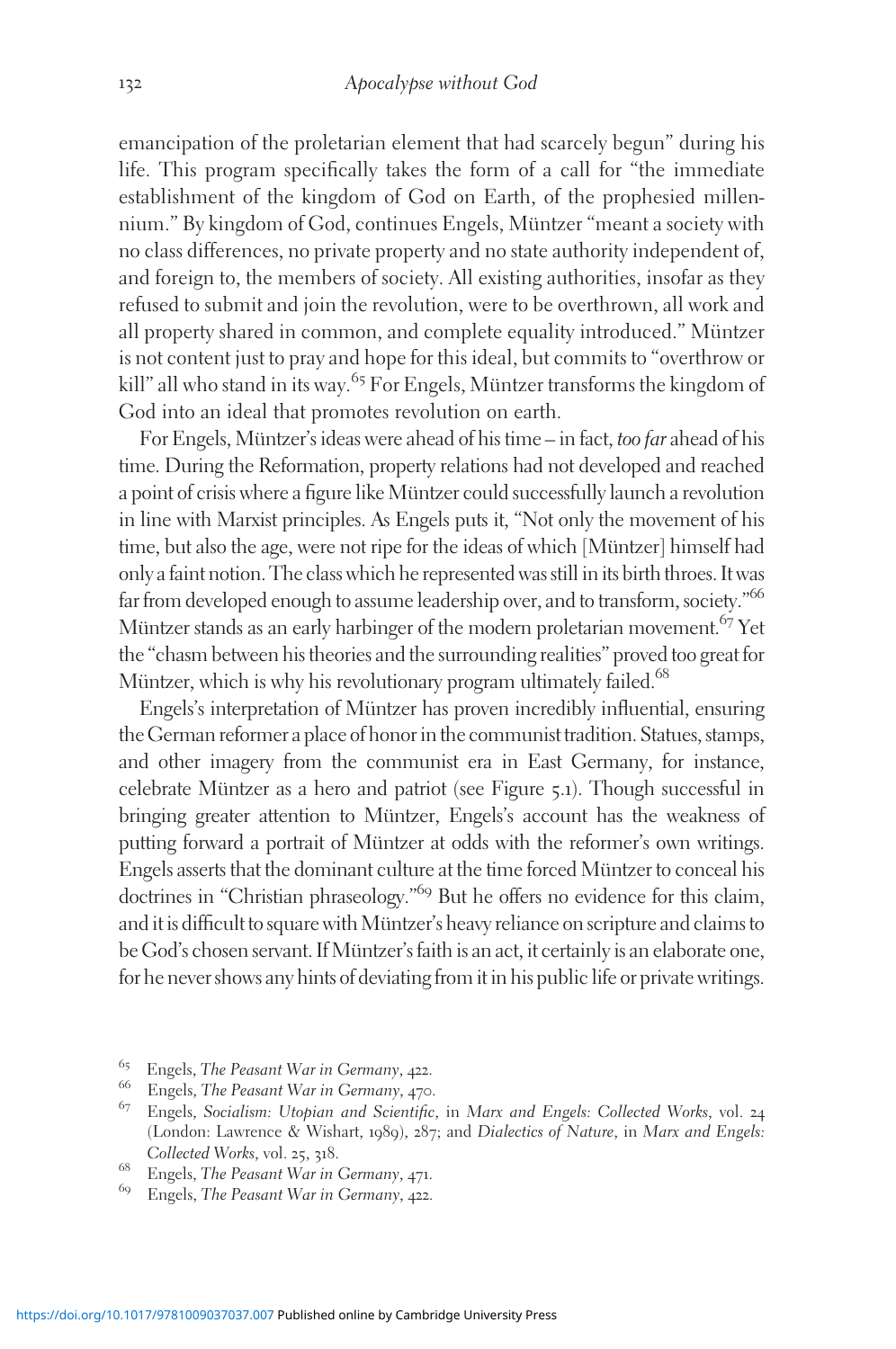emancipation of the proletarian element that had scarcely begun" during his life. This program specifically takes the form of a call for "the immediate establishment of the kingdom of God on Earth, of the prophesied millennium." By kingdom of God, continues Engels, Müntzer "meant a society with no class differences, no private property and no state authority independent of, and foreign to, the members of society. All existing authorities, insofar as they refused to submit and join the revolution, were to be overthrown, all work and all property shared in common, and complete equality introduced." Müntzer is not content just to pray and hope for this ideal, but commits to "overthrow or kill" all who stand in its way.[65] For Engels, Müntzer transforms the kingdom of God into an ideal that promotes revolution on earth.

For Engels, Müntzer's ideas were ahead of his time – in fact, *too far* ahead of his time. During the Reformation, property relations had not developed and reached a point of crisis where a figure like Müntzer could successfully launch a revolution in line with Marxist principles. As Engels puts it, "Not only the movement of his time, but also the age, were not ripe for the ideas of which [Müntzer] himself had only a faint notion. The class which he represented was still in its birth throes. It was far from developed enough to assume leadership over, and to transform, society."[66] Müntzer stands as an early harbinger of the modern proletarian movement.[67] Yet the "chasm between his theories and the surrounding realities" proved too great for Müntzer, which is why his revolutionary program ultimately failed.[68]

Engels's interpretation of Müntzer has proven incredibly influential, ensuring the German reformer a place of honor in the communist tradition. Statues, stamps, and other imagery from the communist era in East Germany, for instance, celebrate Müntzer as a hero and patriot (see Figure 5.1). Though successful in bringing greater attention to Müntzer, Engels's account has the weakness of putting forward a portrait of Müntzer at odds with the reformer's own writings. Engels asserts that the dominant culture at the time forced Müntzer to conceal his doctrines in "Christian phraseology."[69] But he offers no evidence for this claim, and it is difficult to square with Müntzer's heavy reliance on scripture and claims to be God's chosen servant. If Müntzer's faith is an act, it certainly is an elaborate one, for he never shows any hints of deviating from it in his public life or private writings.

---

[65] Engels, *The Peasant War in Germany*, 422.

[66] Engels, *The Peasant War in Germany*, 470.

[67] Engels, *Socialism: Utopian and Scientific*, in *Marx and Engels: Collected Works*, vol. 24 (London: Lawrence & Wishart, 1989), 287; and *Dialectics of Nature*, in *Marx and Engels: Collected Works*, vol. 25, 318.

[68] Engels, *The Peasant War in Germany*, 471.

[69] Engels, *The Peasant War in Germany*, 422.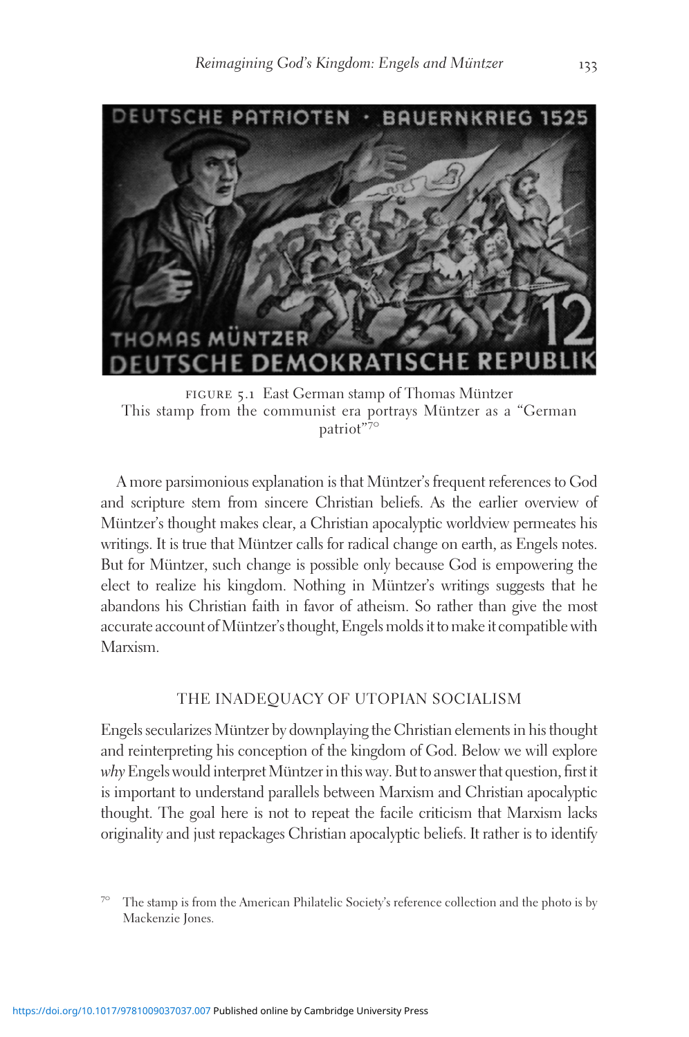FIGURE 5.1 East German stamp of Thomas Müntzer
This stamp from the communist era portrays Müntzer as a "German patriot"[70]

A more parsimonious explanation is that Müntzer's frequent references to God and scripture stem from sincere Christian beliefs. As the earlier overview of Müntzer's thought makes clear, a Christian apocalyptic worldview permeates his writings. It is true that Müntzer calls for radical change on earth, as Engels notes. But for Müntzer, such change is possible only because God is empowering the elect to realize his kingdom. Nothing in Müntzer's writings suggests that he abandons his Christian faith in favor of atheism. So rather than give the most accurate account of Müntzer's thought, Engels molds it to make it compatible with Marxism.

## THE INADEQUACY OF UTOPIAN SOCIALISM

Engels secularizes Müntzer by downplaying the Christian elements in his thought and reinterpreting his conception of the kingdom of God. Below we will explore *why* Engels would interpret Müntzer in this way. But to answer that question, first it is important to understand parallels between Marxism and Christian apocalyptic thought. The goal here is not to repeat the facile criticism that Marxism lacks originality and just repackages Christian apocalyptic beliefs. It rather is to identify

[70] The stamp is from the American Philatelic Society's reference collection and the photo is by Mackenzie Jones.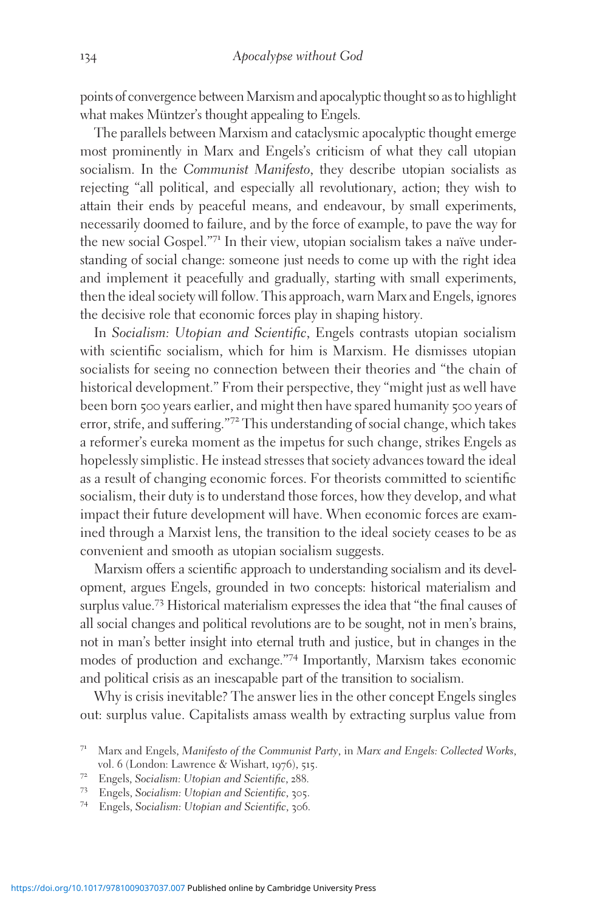points of convergence between Marxism and apocalyptic thought so as to highlight what makes Müntzer's thought appealing to Engels.

The parallels between Marxism and cataclysmic apocalyptic thought emerge most prominently in Marx and Engels's criticism of what they call utopian socialism. In the *Communist Manifesto*, they describe utopian socialists as rejecting "all political, and especially all revolutionary, action; they wish to attain their ends by peaceful means, and endeavour, by small experiments, necessarily doomed to failure, and by the force of example, to pave the way for the new social Gospel."[71] In their view, utopian socialism takes a naïve understanding of social change: someone just needs to come up with the right idea and implement it peacefully and gradually, starting with small experiments, then the ideal society will follow. This approach, warn Marx and Engels, ignores the decisive role that economic forces play in shaping history.

In *Socialism: Utopian and Scientific*, Engels contrasts utopian socialism with scientific socialism, which for him is Marxism. He dismisses utopian socialists for seeing no connection between their theories and "the chain of historical development." From their perspective, they "might just as well have been born 500 years earlier, and might then have spared humanity 500 years of error, strife, and suffering."[72] This understanding of social change, which takes a reformer's eureka moment as the impetus for such change, strikes Engels as hopelessly simplistic. He instead stresses that society advances toward the ideal as a result of changing economic forces. For theorists committed to scientific socialism, their duty is to understand those forces, how they develop, and what impact their future development will have. When economic forces are examined through a Marxist lens, the transition to the ideal society ceases to be as convenient and smooth as utopian socialism suggests.

Marxism offers a scientific approach to understanding socialism and its development, argues Engels, grounded in two concepts: historical materialism and surplus value.[73] Historical materialism expresses the idea that "the final causes of all social changes and political revolutions are to be sought, not in men's brains, not in man's better insight into eternal truth and justice, but in changes in the modes of production and exchange."[74] Importantly, Marxism takes economic and political crisis as an inescapable part of the transition to socialism.

Why is crisis inevitable? The answer lies in the other concept Engels singles out: surplus value. Capitalists amass wealth by extracting surplus value from

[71] Marx and Engels, *Manifesto of the Communist Party*, in *Marx and Engels: Collected Works*, vol. 6 (London: Lawrence & Wishart, 1976), 515.

[72] Engels, *Socialism: Utopian and Scientific*, 288.

[73] Engels, *Socialism: Utopian and Scientific*, 305.

[74] Engels, *Socialism: Utopian and Scientific*, 306.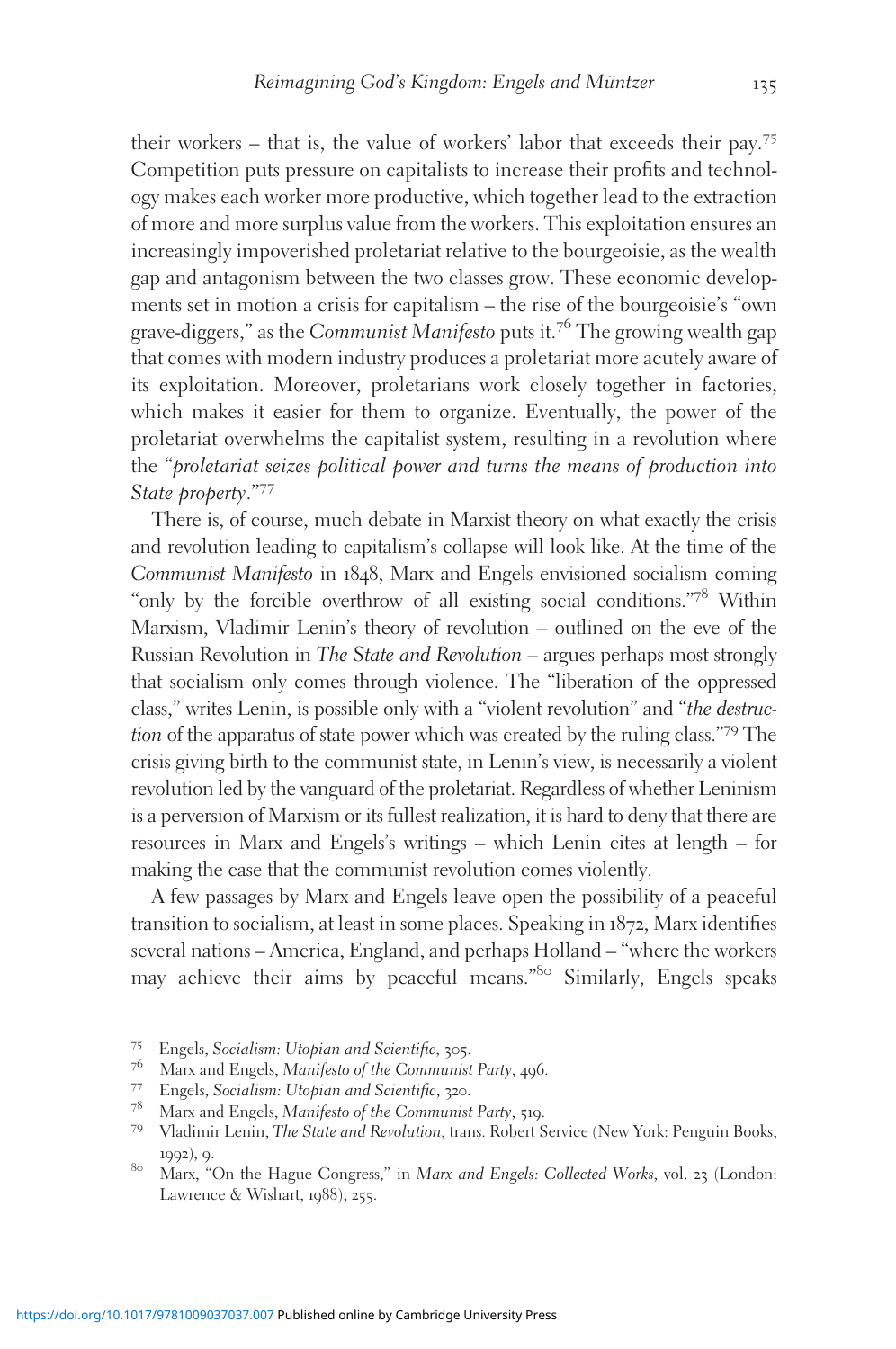their workers – that is, the value of workers' labor that exceeds their pay.[75] Competition puts pressure on capitalists to increase their profits and technology makes each worker more productive, which together lead to the extraction of more and more surplus value from the workers. This exploitation ensures an increasingly impoverished proletariat relative to the bourgeoisie, as the wealth gap and antagonism between the two classes grow. These economic developments set in motion a crisis for capitalism – the rise of the bourgeoisie's "own grave-diggers," as the *Communist Manifesto* puts it.[76] The growing wealth gap that comes with modern industry produces a proletariat more acutely aware of its exploitation. Moreover, proletarians work closely together in factories, which makes it easier for them to organize. Eventually, the power of the proletariat overwhelms the capitalist system, resulting in a revolution where the "*proletariat seizes political power and turns the means of production into State property*."[77]

There is, of course, much debate in Marxist theory on what exactly the crisis and revolution leading to capitalism's collapse will look like. At the time of the *Communist Manifesto* in 1848, Marx and Engels envisioned socialism coming "only by the forcible overthrow of all existing social conditions."[78] Within Marxism, Vladimir Lenin's theory of revolution – outlined on the eve of the Russian Revolution in *The State and Revolution* – argues perhaps most strongly that socialism only comes through violence. The "liberation of the oppressed class," writes Lenin, is possible only with a "violent revolution" and "*the destruction* of the apparatus of state power which was created by the ruling class."[79] The crisis giving birth to the communist state, in Lenin's view, is necessarily a violent revolution led by the vanguard of the proletariat. Regardless of whether Leninism is a perversion of Marxism or its fullest realization, it is hard to deny that there are resources in Marx and Engels's writings – which Lenin cites at length – for making the case that the communist revolution comes violently.

A few passages by Marx and Engels leave open the possibility of a peaceful transition to socialism, at least in some places. Speaking in 1872, Marx identifies several nations – America, England, and perhaps Holland – "where the workers may achieve their aims by peaceful means."[80] Similarly, Engels speaks

[75] Engels, *Socialism: Utopian and Scientific*, 305.

[76] Marx and Engels, *Manifesto of the Communist Party*, 496.

[77] Engels, *Socialism: Utopian and Scientific*, 320.

[78] Marx and Engels, *Manifesto of the Communist Party*, 519.

[79] Vladimir Lenin, *The State and Revolution*, trans. Robert Service (New York: Penguin Books, 1992), 9.

[80] Marx, "On the Hague Congress," in *Marx and Engels: Collected Works*, vol. 23 (London: Lawrence & Wishart, 1988), 255.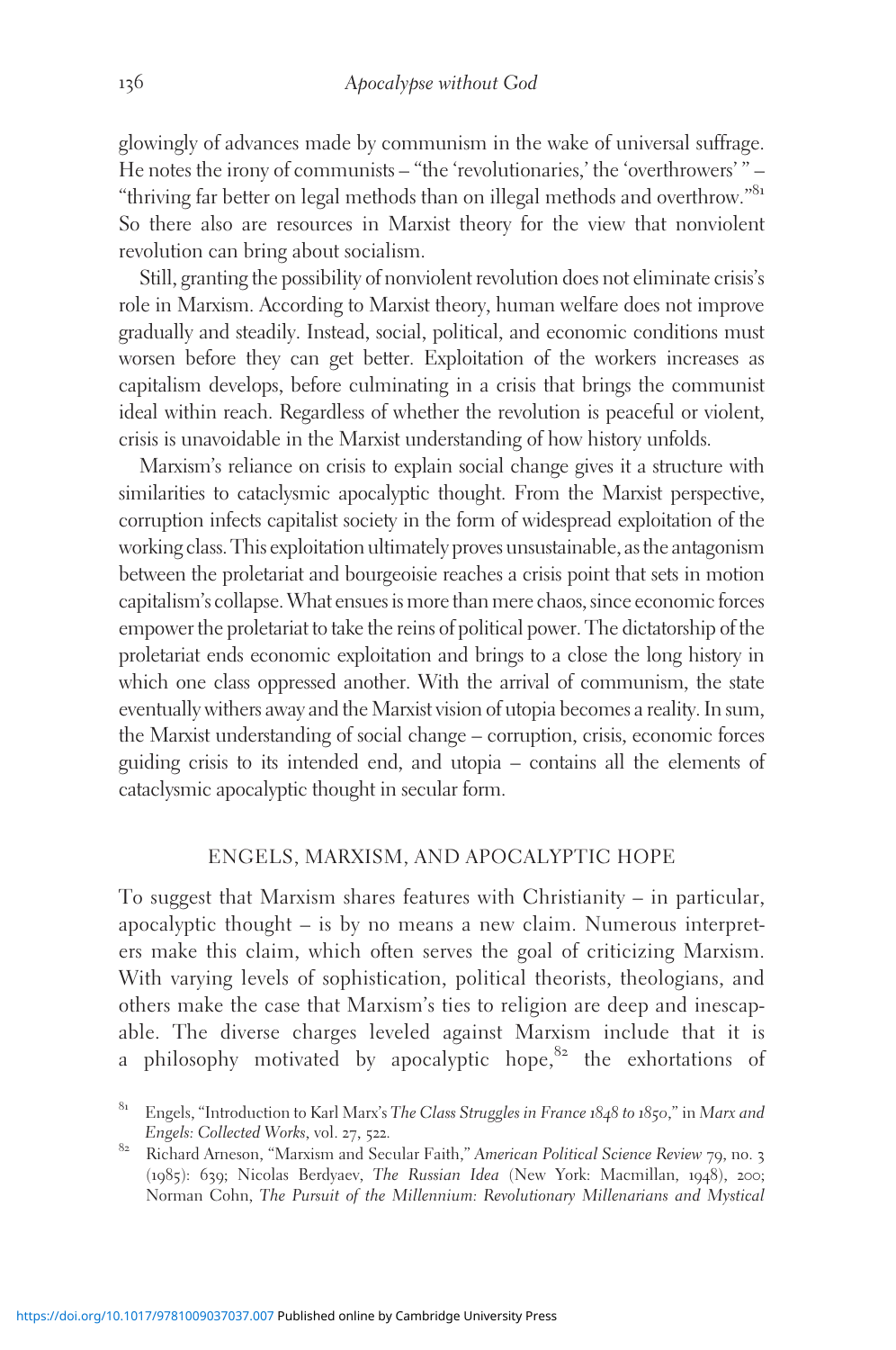glowingly of advances made by communism in the wake of universal suffrage. He notes the irony of communists – "the 'revolutionaries,' the 'overthrowers' " – "thriving far better on legal methods than on illegal methods and overthrow."[81] So there also are resources in Marxist theory for the view that nonviolent revolution can bring about socialism.

Still, granting the possibility of nonviolent revolution does not eliminate crisis's role in Marxism. According to Marxist theory, human welfare does not improve gradually and steadily. Instead, social, political, and economic conditions must worsen before they can get better. Exploitation of the workers increases as capitalism develops, before culminating in a crisis that brings the communist ideal within reach. Regardless of whether the revolution is peaceful or violent, crisis is unavoidable in the Marxist understanding of how history unfolds.

Marxism's reliance on crisis to explain social change gives it a structure with similarities to cataclysmic apocalyptic thought. From the Marxist perspective, corruption infects capitalist society in the form of widespread exploitation of the working class. This exploitation ultimately proves unsustainable, as the antagonism between the proletariat and bourgeoisie reaches a crisis point that sets in motion capitalism's collapse. What ensues is more than mere chaos, since economic forces empower the proletariat to take the reins of political power. The dictatorship of the proletariat ends economic exploitation and brings to a close the long history in which one class oppressed another. With the arrival of communism, the state eventually withers away and the Marxist vision of utopia becomes a reality. In sum, the Marxist understanding of social change – corruption, crisis, economic forces guiding crisis to its intended end, and utopia – contains all the elements of cataclysmic apocalyptic thought in secular form.

## ENGELS, MARXISM, AND APOCALYPTIC HOPE

To suggest that Marxism shares features with Christianity – in particular, apocalyptic thought – is by no means a new claim. Numerous interpreters make this claim, which often serves the goal of criticizing Marxism. With varying levels of sophistication, political theorists, theologians, and others make the case that Marxism's ties to religion are deep and inescapable. The diverse charges leveled against Marxism include that it is a philosophy motivated by apocalyptic hope,[82] the exhortations of

[81] Engels, "Introduction to Karl Marx's *The Class Struggles in France 1848 to 1850*," in *Marx and Engels: Collected Works*, vol. 27, 522.

[82] Richard Arneson, "Marxism and Secular Faith," *American Political Science Review* 79, no. 3 (1985): 639; Nicolas Berdyaev, *The Russian Idea* (New York: Macmillan, 1948), 200; Norman Cohn, *The Pursuit of the Millennium: Revolutionary Millenarians and Mystical*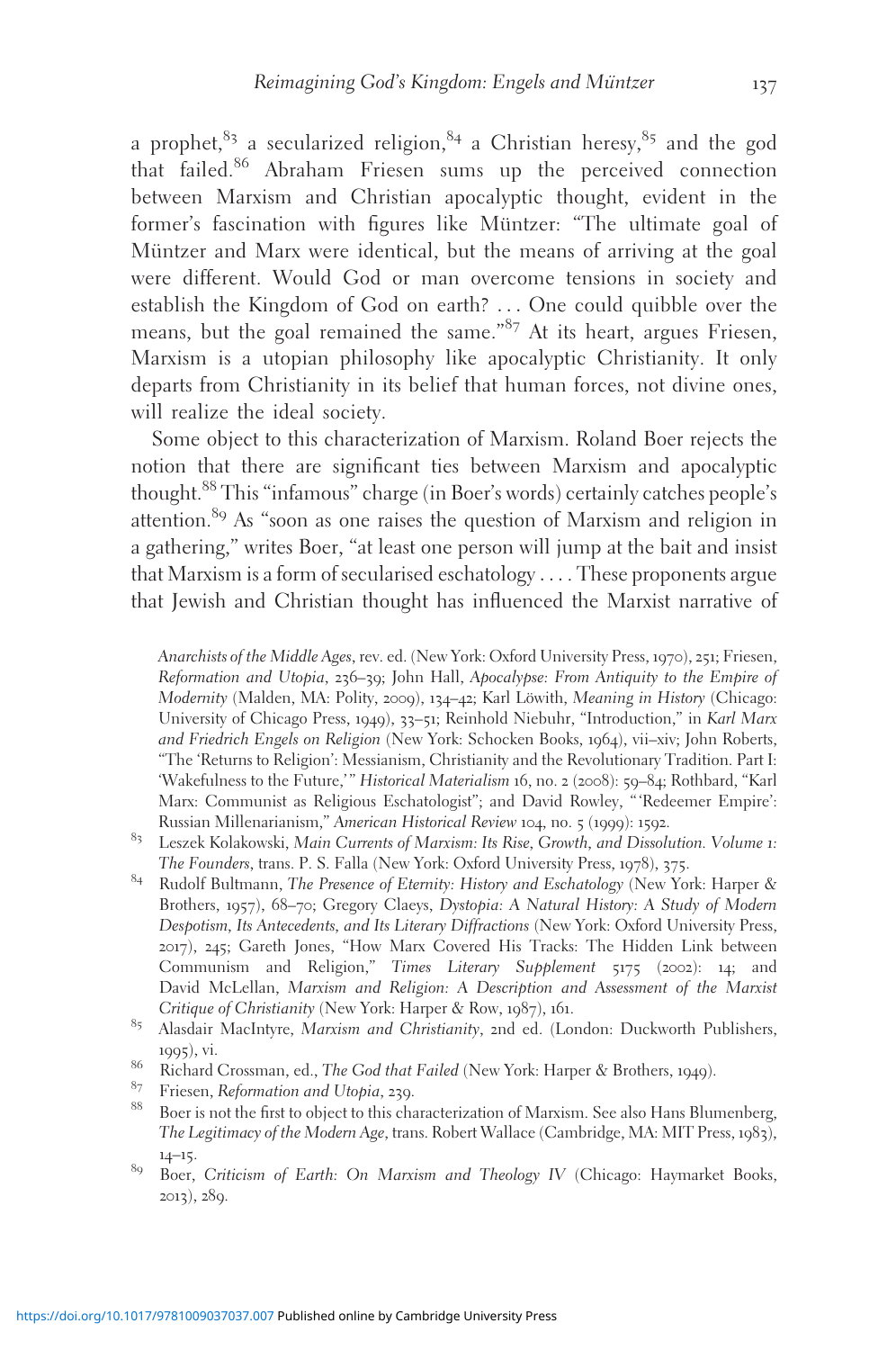a prophet,[83] a secularized religion,[84] a Christian heresy,[85] and the god that failed.[86] Abraham Friesen sums up the perceived connection between Marxism and Christian apocalyptic thought, evident in the former's fascination with figures like Müntzer: "The ultimate goal of Müntzer and Marx were identical, but the means of arriving at the goal were different. Would God or man overcome tensions in society and establish the Kingdom of God on earth? . . . One could quibble over the means, but the goal remained the same."[87] At its heart, argues Friesen, Marxism is a utopian philosophy like apocalyptic Christianity. It only departs from Christianity in its belief that human forces, not divine ones, will realize the ideal society.

Some object to this characterization of Marxism. Roland Boer rejects the notion that there are significant ties between Marxism and apocalyptic thought.[88] This "infamous" charge (in Boer's words) certainly catches people's attention.[89] As "soon as one raises the question of Marxism and religion in a gathering," writes Boer, "at least one person will jump at the bait and insist that Marxism is a form of secularised eschatology . . . . These proponents argue that Jewish and Christian thought has influenced the Marxist narrative of

*Anarchists of the Middle Ages*, rev. ed. (New York: Oxford University Press, 1970), 251; Friesen, *Reformation and Utopia*, 236–39; John Hall, *Apocalypse: From Antiquity to the Empire of Modernity* (Malden, MA: Polity, 2009), 134–42; Karl Löwith, *Meaning in History* (Chicago: University of Chicago Press, 1949), 33–51; Reinhold Niebuhr, "Introduction," in *Karl Marx and Friedrich Engels on Religion* (New York: Schocken Books, 1964), vii–xiv; John Roberts, "The 'Returns to Religion': Messianism, Christianity and the Revolutionary Tradition. Part I: 'Wakefulness to the Future,'" *Historical Materialism* 16, no. 2 (2008): 59–84; Rothbard, "Karl Marx: Communist as Religious Eschatologist"; and David Rowley, "'Redeemer Empire': Russian Millenarianism," *American Historical Review* 104, no. 5 (1999): 1592.

[83] Leszek Kolakowski, *Main Currents of Marxism: Its Rise, Growth, and Dissolution. Volume 1: The Founders*, trans. P. S. Falla (New York: Oxford University Press, 1978), 375.

[84] Rudolf Bultmann, *The Presence of Eternity: History and Eschatology* (New York: Harper & Brothers, 1957), 68–70; Gregory Claeys, *Dystopia: A Natural History: A Study of Modern Despotism, Its Antecedents, and Its Literary Diffractions* (New York: Oxford University Press, 2017), 245; Gareth Jones, "How Marx Covered His Tracks: The Hidden Link between Communism and Religion," *Times Literary Supplement* 5175 (2002): 14; and David McLellan, *Marxism and Religion: A Description and Assessment of the Marxist Critique of Christianity* (New York: Harper & Row, 1987), 161.

[85] Alasdair MacIntyre, *Marxism and Christianity*, 2nd ed. (London: Duckworth Publishers, 1995), vi.

[86] Richard Crossman, ed., *The God that Failed* (New York: Harper & Brothers, 1949).

[87] Friesen, *Reformation and Utopia*, 239.

[88] Boer is not the first to object to this characterization of Marxism. See also Hans Blumenberg, *The Legitimacy of the Modern Age*, trans. Robert Wallace (Cambridge, MA: MIT Press, 1983), 14–15.

[89] Boer, *Criticism of Earth: On Marxism and Theology IV* (Chicago: Haymarket Books, 2013), 289.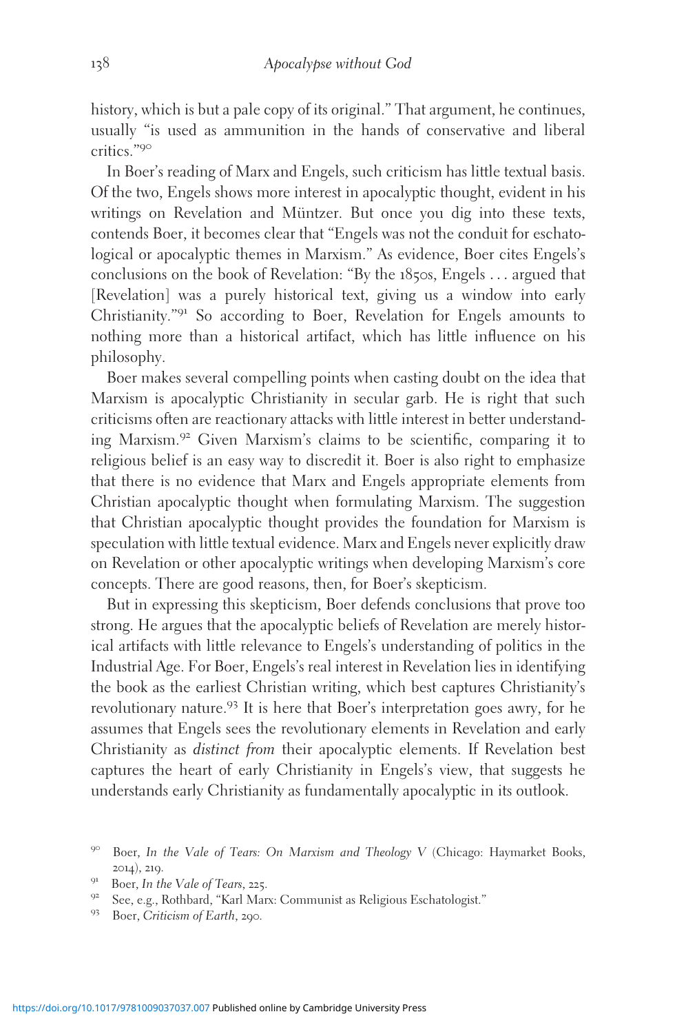history, which is but a pale copy of its original." That argument, he continues, usually "is used as ammunition in the hands of conservative and liberal critics."[90]

In Boer's reading of Marx and Engels, such criticism has little textual basis. Of the two, Engels shows more interest in apocalyptic thought, evident in his writings on Revelation and Müntzer. But once you dig into these texts, contends Boer, it becomes clear that "Engels was not the conduit for eschatological or apocalyptic themes in Marxism." As evidence, Boer cites Engels's conclusions on the book of Revelation: "By the 1850s, Engels . . . argued that [Revelation] was a purely historical text, giving us a window into early Christianity."[91] So according to Boer, Revelation for Engels amounts to nothing more than a historical artifact, which has little influence on his philosophy.

Boer makes several compelling points when casting doubt on the idea that Marxism is apocalyptic Christianity in secular garb. He is right that such criticisms often are reactionary attacks with little interest in better understanding Marxism.[92] Given Marxism's claims to be scientific, comparing it to religious belief is an easy way to discredit it. Boer is also right to emphasize that there is no evidence that Marx and Engels appropriate elements from Christian apocalyptic thought when formulating Marxism. The suggestion that Christian apocalyptic thought provides the foundation for Marxism is speculation with little textual evidence. Marx and Engels never explicitly draw on Revelation or other apocalyptic writings when developing Marxism's core concepts. There are good reasons, then, for Boer's skepticism.

But in expressing this skepticism, Boer defends conclusions that prove too strong. He argues that the apocalyptic beliefs of Revelation are merely historical artifacts with little relevance to Engels's understanding of politics in the Industrial Age. For Boer, Engels's real interest in Revelation lies in identifying the book as the earliest Christian writing, which best captures Christianity's revolutionary nature.[93] It is here that Boer's interpretation goes awry, for he assumes that Engels sees the revolutionary elements in Revelation and early Christianity as *distinct from* their apocalyptic elements. If Revelation best captures the heart of early Christianity in Engels's view, that suggests he understands early Christianity as fundamentally apocalyptic in its outlook.

[90] Boer, *In the Vale of Tears: On Marxism and Theology V* (Chicago: Haymarket Books, 2014), 219.

[91] Boer, *In the Vale of Tears*, 225.

[92] See, e.g., Rothbard, "Karl Marx: Communist as Religious Eschatologist."

[93] Boer, *Criticism of Earth*, 290.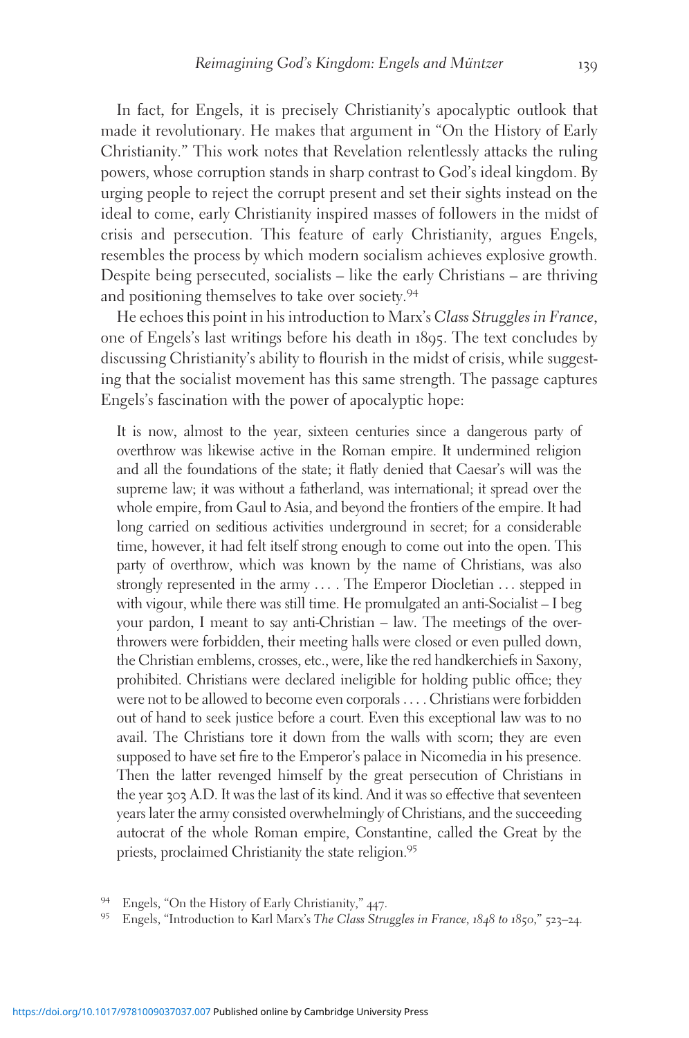In fact, for Engels, it is precisely Christianity's apocalyptic outlook that made it revolutionary. He makes that argument in "On the History of Early Christianity." This work notes that Revelation relentlessly attacks the ruling powers, whose corruption stands in sharp contrast to God's ideal kingdom. By urging people to reject the corrupt present and set their sights instead on the ideal to come, early Christianity inspired masses of followers in the midst of crisis and persecution. This feature of early Christianity, argues Engels, resembles the process by which modern socialism achieves explosive growth. Despite being persecuted, socialists – like the early Christians – are thriving and positioning themselves to take over society.[94]

He echoes this point in his introduction to Marx's *Class Struggles in France*, one of Engels's last writings before his death in 1895. The text concludes by discussing Christianity's ability to flourish in the midst of crisis, while suggesting that the socialist movement has this same strength. The passage captures Engels's fascination with the power of apocalyptic hope:

> It is now, almost to the year, sixteen centuries since a dangerous party of overthrow was likewise active in the Roman empire. It undermined religion and all the foundations of the state; it flatly denied that Caesar's will was the supreme law; it was without a fatherland, was international; it spread over the whole empire, from Gaul to Asia, and beyond the frontiers of the empire. It had long carried on seditious activities underground in secret; for a considerable time, however, it had felt itself strong enough to come out into the open. This party of overthrow, which was known by the name of Christians, was also strongly represented in the army . . . . The Emperor Diocletian . . . stepped in with vigour, while there was still time. He promulgated an anti-Socialist – I beg your pardon, I meant to say anti-Christian – law. The meetings of the overthrowers were forbidden, their meeting halls were closed or even pulled down, the Christian emblems, crosses, etc., were, like the red handkerchiefs in Saxony, prohibited. Christians were declared ineligible for holding public office; they were not to be allowed to become even corporals . . . . Christians were forbidden out of hand to seek justice before a court. Even this exceptional law was to no avail. The Christians tore it down from the walls with scorn; they are even supposed to have set fire to the Emperor's palace in Nicomedia in his presence. Then the latter revenged himself by the great persecution of Christians in the year 303 A.D. It was the last of its kind. And it was so effective that seventeen years later the army consisted overwhelmingly of Christians, and the succeeding autocrat of the whole Roman empire, Constantine, called the Great by the priests, proclaimed Christianity the state religion.[95]

[94] Engels, "On the History of Early Christianity," 447.

[95] Engels, "Introduction to Karl Marx's *The Class Struggles in France, 1848 to 1850*," 523–24.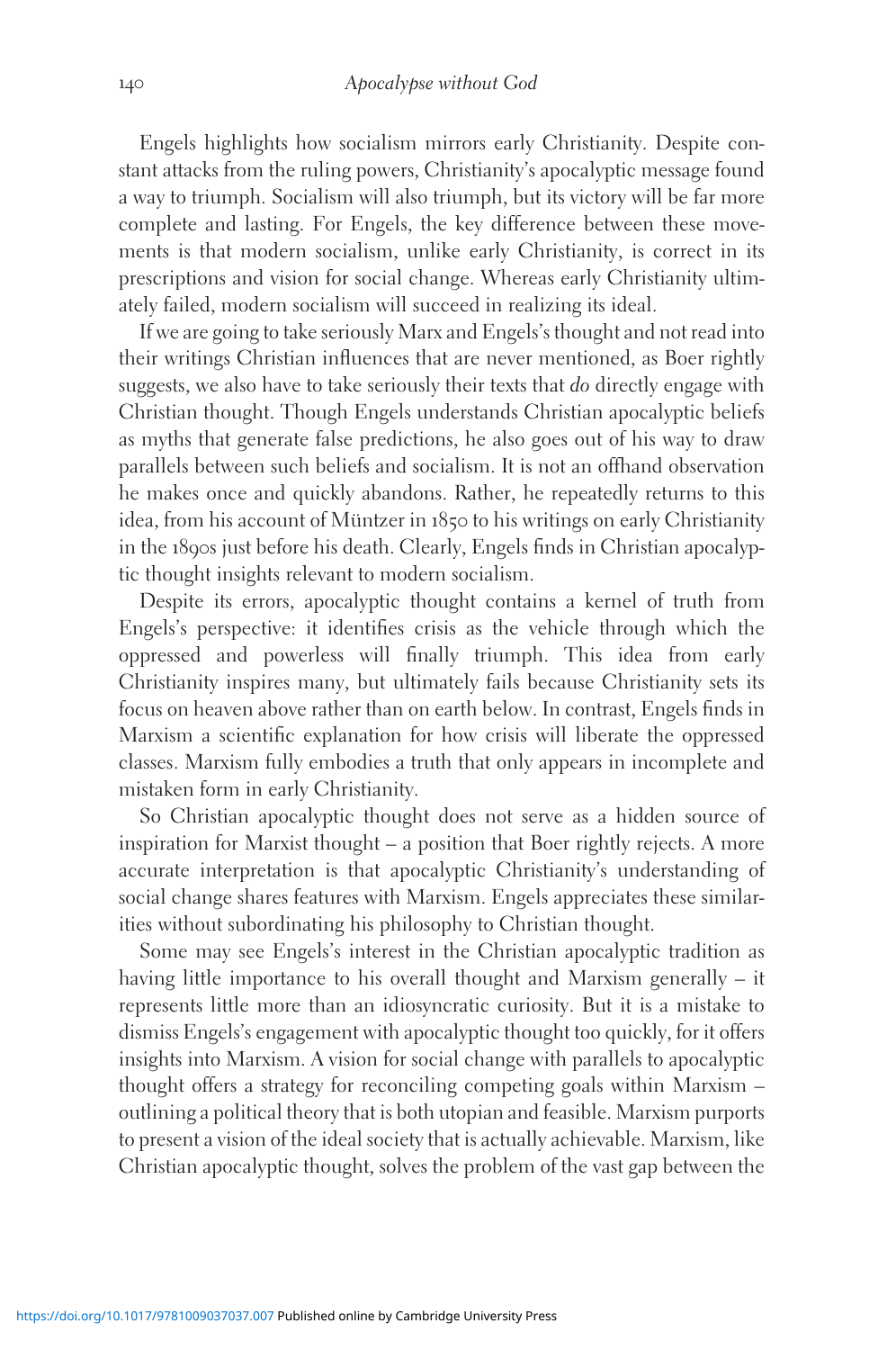Engels highlights how socialism mirrors early Christianity. Despite constant attacks from the ruling powers, Christianity's apocalyptic message found a way to triumph. Socialism will also triumph, but its victory will be far more complete and lasting. For Engels, the key difference between these movements is that modern socialism, unlike early Christianity, is correct in its prescriptions and vision for social change. Whereas early Christianity ultimately failed, modern socialism will succeed in realizing its ideal.

If we are going to take seriously Marx and Engels's thought and not read into their writings Christian influences that are never mentioned, as Boer rightly suggests, we also have to take seriously their texts that *do* directly engage with Christian thought. Though Engels understands Christian apocalyptic beliefs as myths that generate false predictions, he also goes out of his way to draw parallels between such beliefs and socialism. It is not an offhand observation he makes once and quickly abandons. Rather, he repeatedly returns to this idea, from his account of Müntzer in 1850 to his writings on early Christianity in the 1890s just before his death. Clearly, Engels finds in Christian apocalyptic thought insights relevant to modern socialism.

Despite its errors, apocalyptic thought contains a kernel of truth from Engels's perspective: it identifies crisis as the vehicle through which the oppressed and powerless will finally triumph. This idea from early Christianity inspires many, but ultimately fails because Christianity sets its focus on heaven above rather than on earth below. In contrast, Engels finds in Marxism a scientific explanation for how crisis will liberate the oppressed classes. Marxism fully embodies a truth that only appears in incomplete and mistaken form in early Christianity.

So Christian apocalyptic thought does not serve as a hidden source of inspiration for Marxist thought – a position that Boer rightly rejects. A more accurate interpretation is that apocalyptic Christianity's understanding of social change shares features with Marxism. Engels appreciates these similarities without subordinating his philosophy to Christian thought.

Some may see Engels's interest in the Christian apocalyptic tradition as having little importance to his overall thought and Marxism generally – it represents little more than an idiosyncratic curiosity. But it is a mistake to dismiss Engels's engagement with apocalyptic thought too quickly, for it offers insights into Marxism. A vision for social change with parallels to apocalyptic thought offers a strategy for reconciling competing goals within Marxism – outlining a political theory that is both utopian and feasible. Marxism purports to present a vision of the ideal society that is actually achievable. Marxism, like Christian apocalyptic thought, solves the problem of the vast gap between the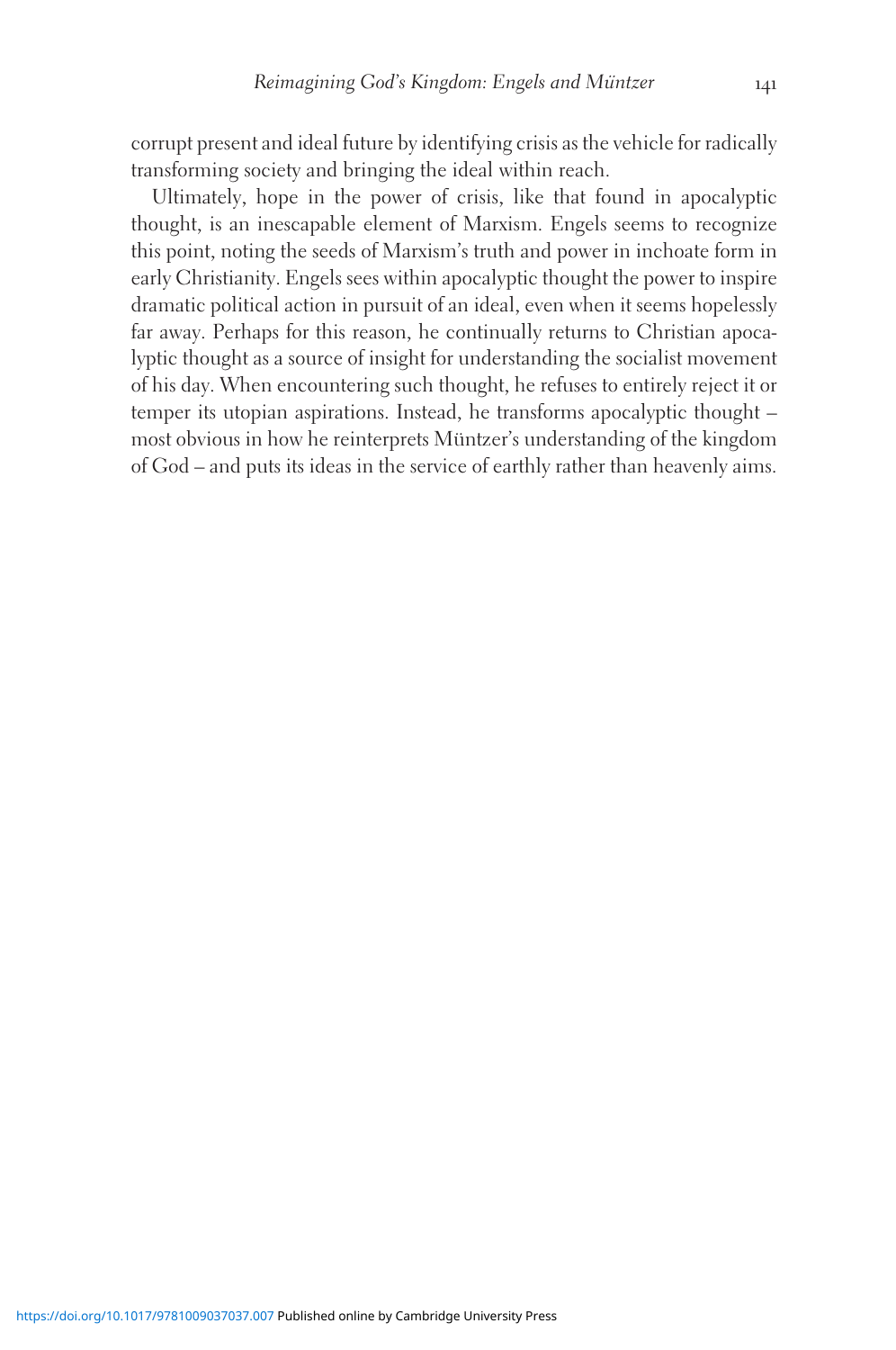corrupt present and ideal future by identifying crisis as the vehicle for radically transforming society and bringing the ideal within reach.

Ultimately, hope in the power of crisis, like that found in apocalyptic thought, is an inescapable element of Marxism. Engels seems to recognize this point, noting the seeds of Marxism's truth and power in inchoate form in early Christianity. Engels sees within apocalyptic thought the power to inspire dramatic political action in pursuit of an ideal, even when it seems hopelessly far away. Perhaps for this reason, he continually returns to Christian apocalyptic thought as a source of insight for understanding the socialist movement of his day. When encountering such thought, he refuses to entirely reject it or temper its utopian aspirations. Instead, he transforms apocalyptic thought – most obvious in how he reinterprets Müntzer's understanding of the kingdom of God – and puts its ideas in the service of earthly rather than heavenly aims.